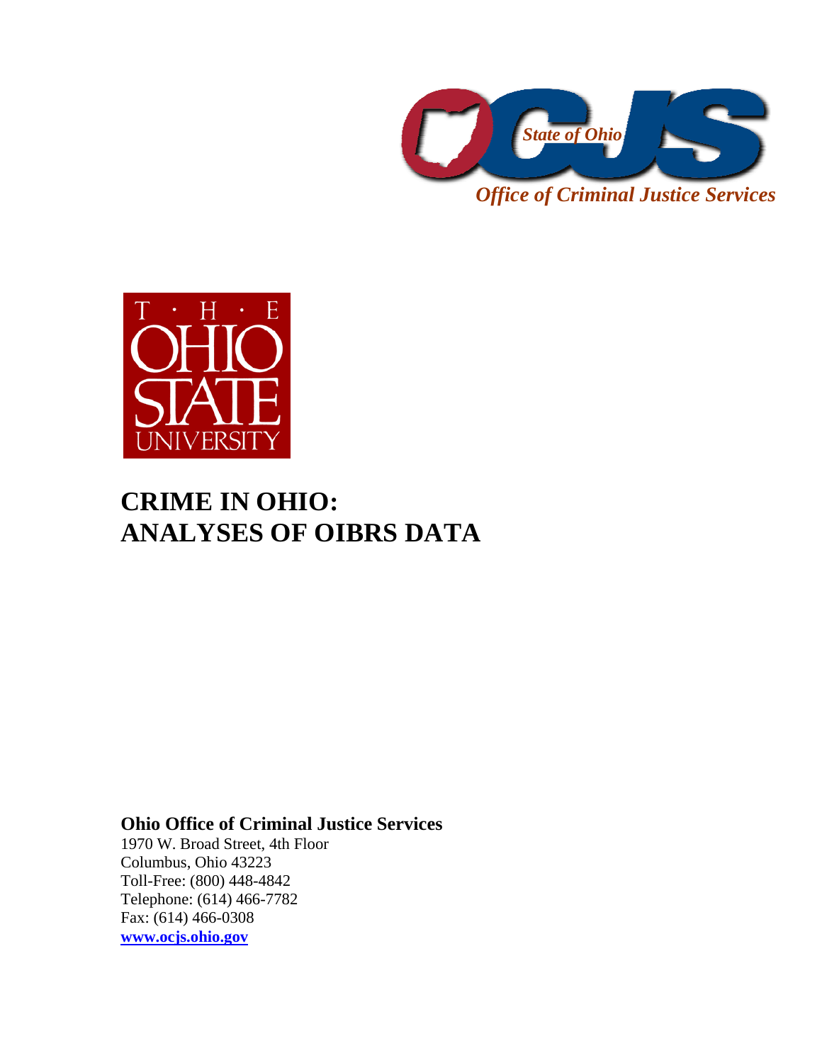State of Ohio

*Office of Criminal Justice Services*

THE OHIO STATE UNIVERSITY

# CRIME IN OHIO: ANALYSES OF OIBRS DATA

**Ohio Office of Criminal Justice Services**
1970 W. Broad Street, 4th Floor
Columbus, Ohio 43223
Toll-Free: (800) 448-4842
Telephone: (614) 466-7782
Fax: (614) 466-0308
**www.ocjs.ohio.gov**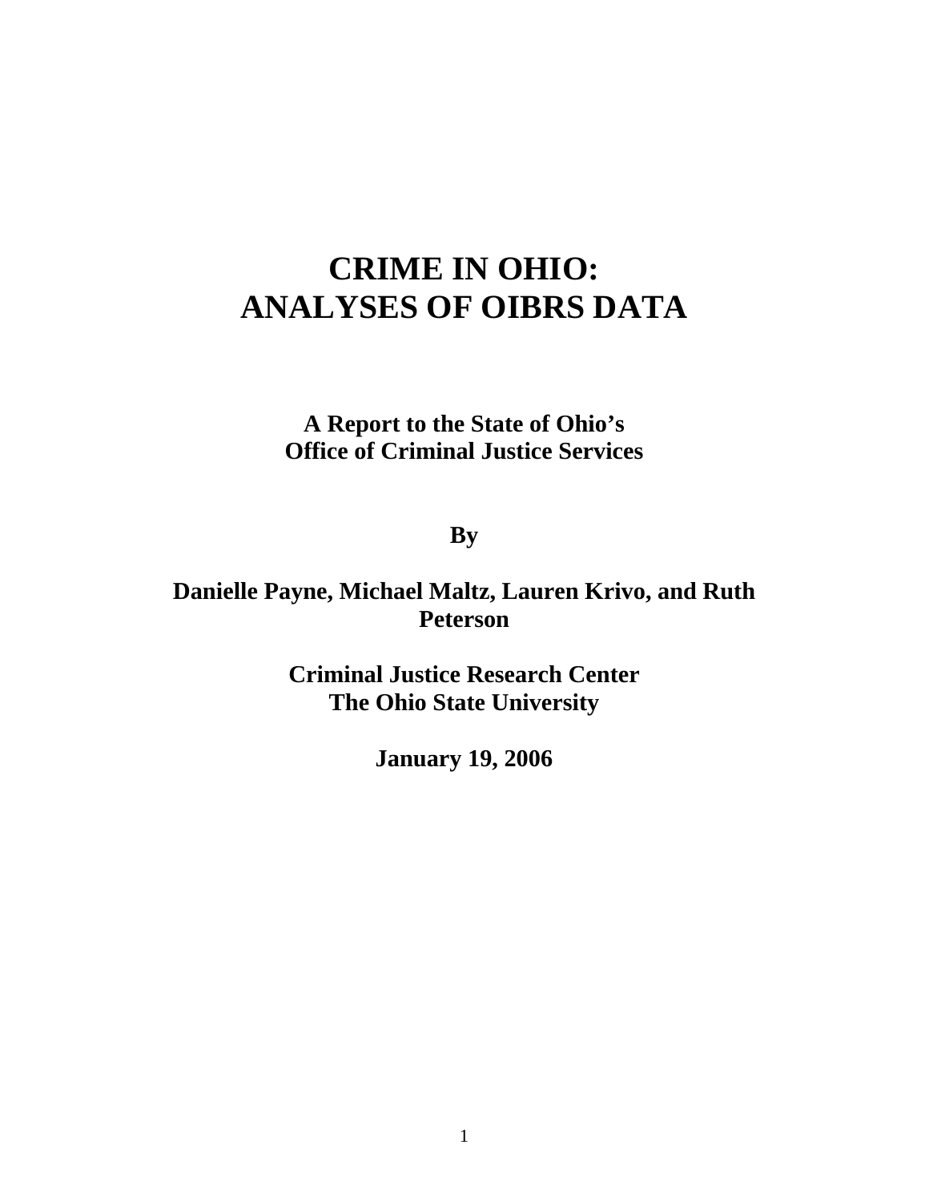# CRIME IN OHIO: ANALYSES OF OIBRS DATA

**A Report to the State of Ohio's Office of Criminal Justice Services**

**By**

**Danielle Payne, Michael Maltz, Lauren Krivo, and Ruth Peterson**

**Criminal Justice Research Center**
**The Ohio State University**

**January 19, 2006**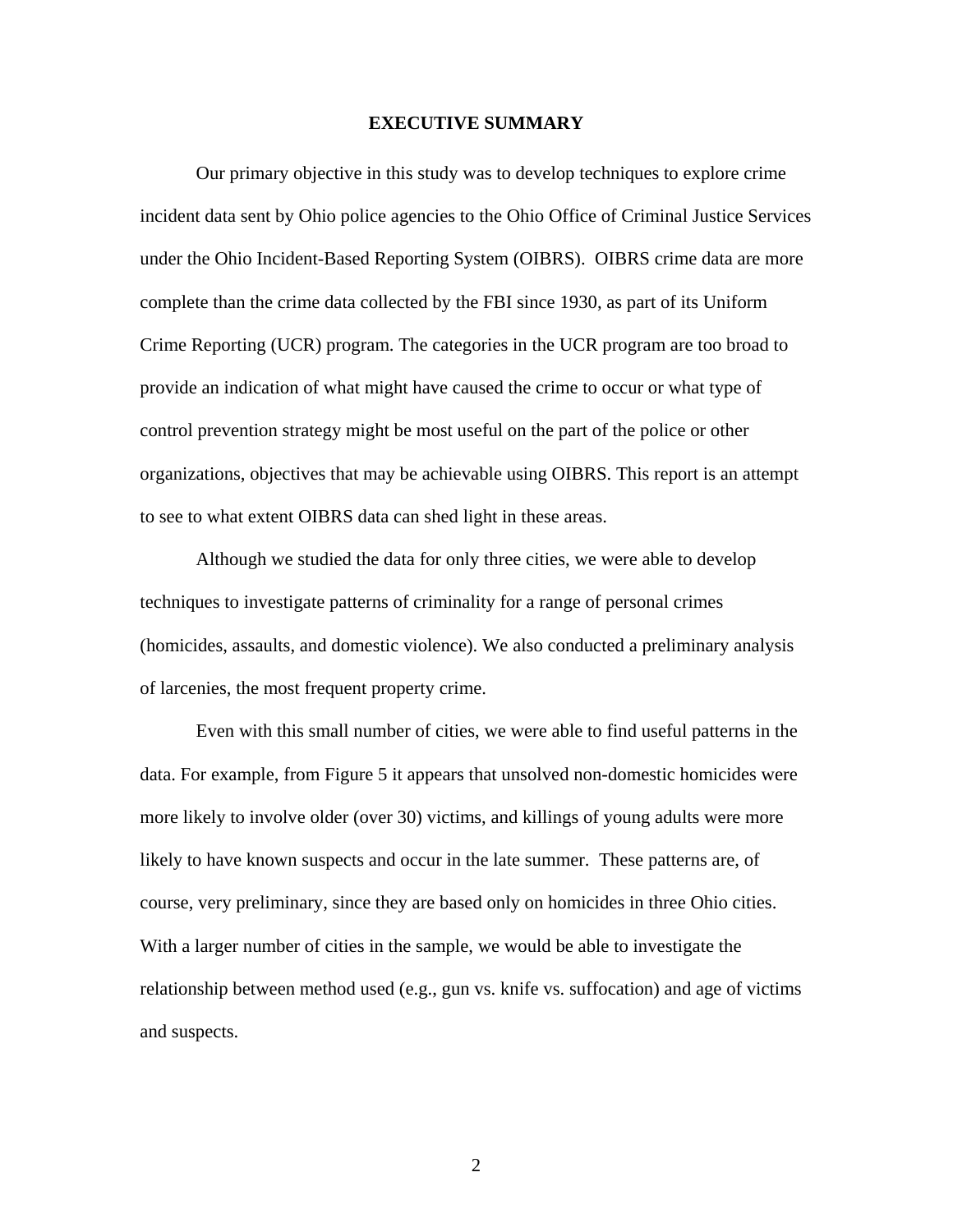## EXECUTIVE SUMMARY

Our primary objective in this study was to develop techniques to explore crime incident data sent by Ohio police agencies to the Ohio Office of Criminal Justice Services under the Ohio Incident-Based Reporting System (OIBRS). OIBRS crime data are more complete than the crime data collected by the FBI since 1930, as part of its Uniform Crime Reporting (UCR) program. The categories in the UCR program are too broad to provide an indication of what might have caused the crime to occur or what type of control prevention strategy might be most useful on the part of the police or other organizations, objectives that may be achievable using OIBRS. This report is an attempt to see to what extent OIBRS data can shed light in these areas.

Although we studied the data for only three cities, we were able to develop techniques to investigate patterns of criminality for a range of personal crimes (homicides, assaults, and domestic violence). We also conducted a preliminary analysis of larcenies, the most frequent property crime.

Even with this small number of cities, we were able to find useful patterns in the data. For example, from Figure 5 it appears that unsolved non-domestic homicides were more likely to involve older (over 30) victims, and killings of young adults were more likely to have known suspects and occur in the late summer. These patterns are, of course, very preliminary, since they are based only on homicides in three Ohio cities. With a larger number of cities in the sample, we would be able to investigate the relationship between method used (e.g., gun vs. knife vs. suffocation) and age of victims and suspects.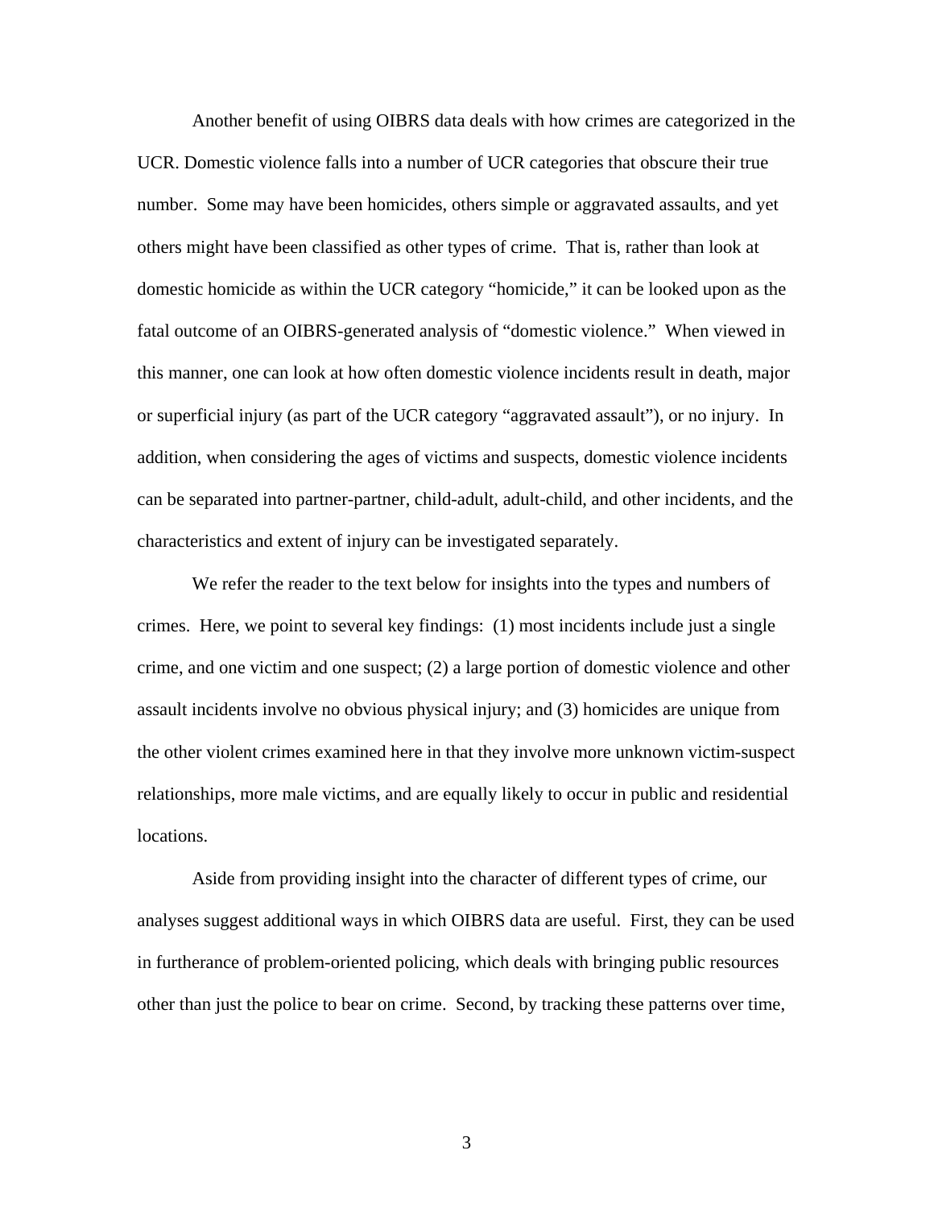Another benefit of using OIBRS data deals with how crimes are categorized in the UCR. Domestic violence falls into a number of UCR categories that obscure their true number. Some may have been homicides, others simple or aggravated assaults, and yet others might have been classified as other types of crime. That is, rather than look at domestic homicide as within the UCR category "homicide," it can be looked upon as the fatal outcome of an OIBRS-generated analysis of "domestic violence." When viewed in this manner, one can look at how often domestic violence incidents result in death, major or superficial injury (as part of the UCR category "aggravated assault"), or no injury. In addition, when considering the ages of victims and suspects, domestic violence incidents can be separated into partner-partner, child-adult, adult-child, and other incidents, and the characteristics and extent of injury can be investigated separately.

We refer the reader to the text below for insights into the types and numbers of crimes. Here, we point to several key findings: (1) most incidents include just a single crime, and one victim and one suspect; (2) a large portion of domestic violence and other assault incidents involve no obvious physical injury; and (3) homicides are unique from the other violent crimes examined here in that they involve more unknown victim-suspect relationships, more male victims, and are equally likely to occur in public and residential locations.

Aside from providing insight into the character of different types of crime, our analyses suggest additional ways in which OIBRS data are useful. First, they can be used in furtherance of problem-oriented policing, which deals with bringing public resources other than just the police to bear on crime. Second, by tracking these patterns over time,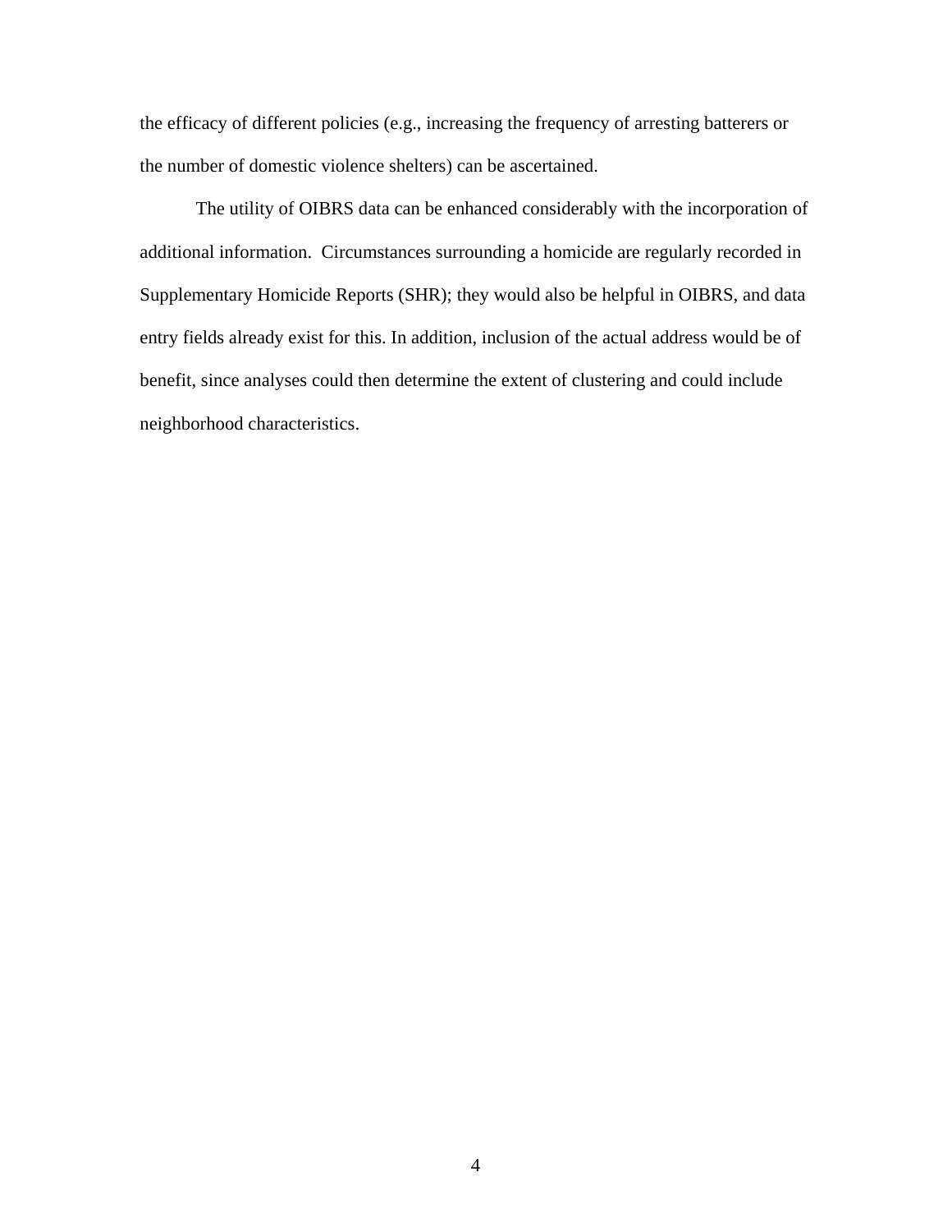the efficacy of different policies (e.g., increasing the frequency of arresting batterers or the number of domestic violence shelters) can be ascertained.

The utility of OIBRS data can be enhanced considerably with the incorporation of additional information. Circumstances surrounding a homicide are regularly recorded in Supplementary Homicide Reports (SHR); they would also be helpful in OIBRS, and data entry fields already exist for this. In addition, inclusion of the actual address would be of benefit, since analyses could then determine the extent of clustering and could include neighborhood characteristics.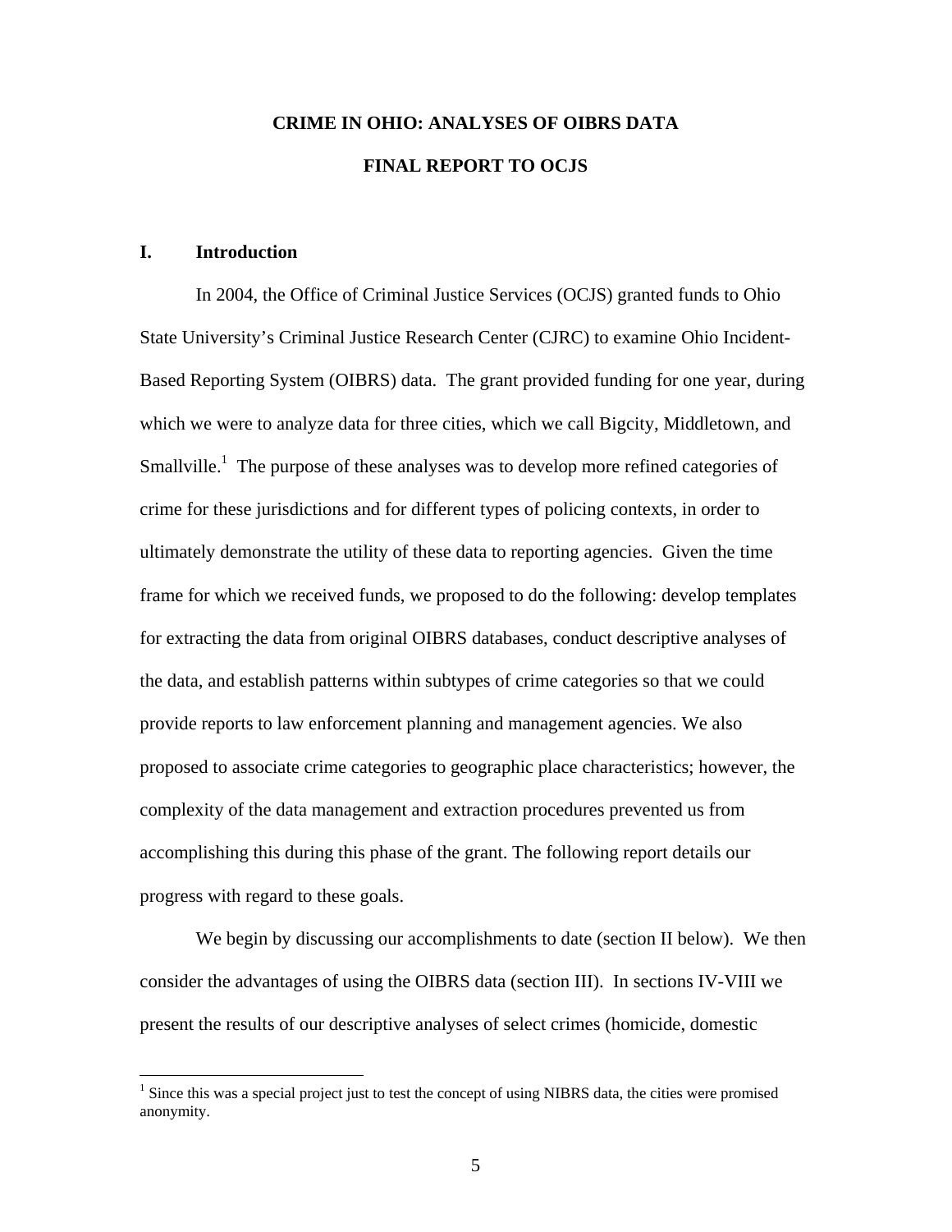# CRIME IN OHIO: ANALYSES OF OIBRS DATA

## FINAL REPORT TO OCJS

## I. Introduction

In 2004, the Office of Criminal Justice Services (OCJS) granted funds to Ohio State University's Criminal Justice Research Center (CJRC) to examine Ohio Incident-Based Reporting System (OIBRS) data. The grant provided funding for one year, during which we were to analyze data for three cities, which we call Bigcity, Middletown, and Smallville.[1] The purpose of these analyses was to develop more refined categories of crime for these jurisdictions and for different types of policing contexts, in order to ultimately demonstrate the utility of these data to reporting agencies. Given the time frame for which we received funds, we proposed to do the following: develop templates for extracting the data from original OIBRS databases, conduct descriptive analyses of the data, and establish patterns within subtypes of crime categories so that we could provide reports to law enforcement planning and management agencies. We also proposed to associate crime categories to geographic place characteristics; however, the complexity of the data management and extraction procedures prevented us from accomplishing this during this phase of the grant. The following report details our progress with regard to these goals.

We begin by discussing our accomplishments to date (section II below). We then consider the advantages of using the OIBRS data (section III). In sections IV-VIII we present the results of our descriptive analyses of select crimes (homicide, domestic

[1] Since this was a special project just to test the concept of using NIBRS data, the cities were promised anonymity.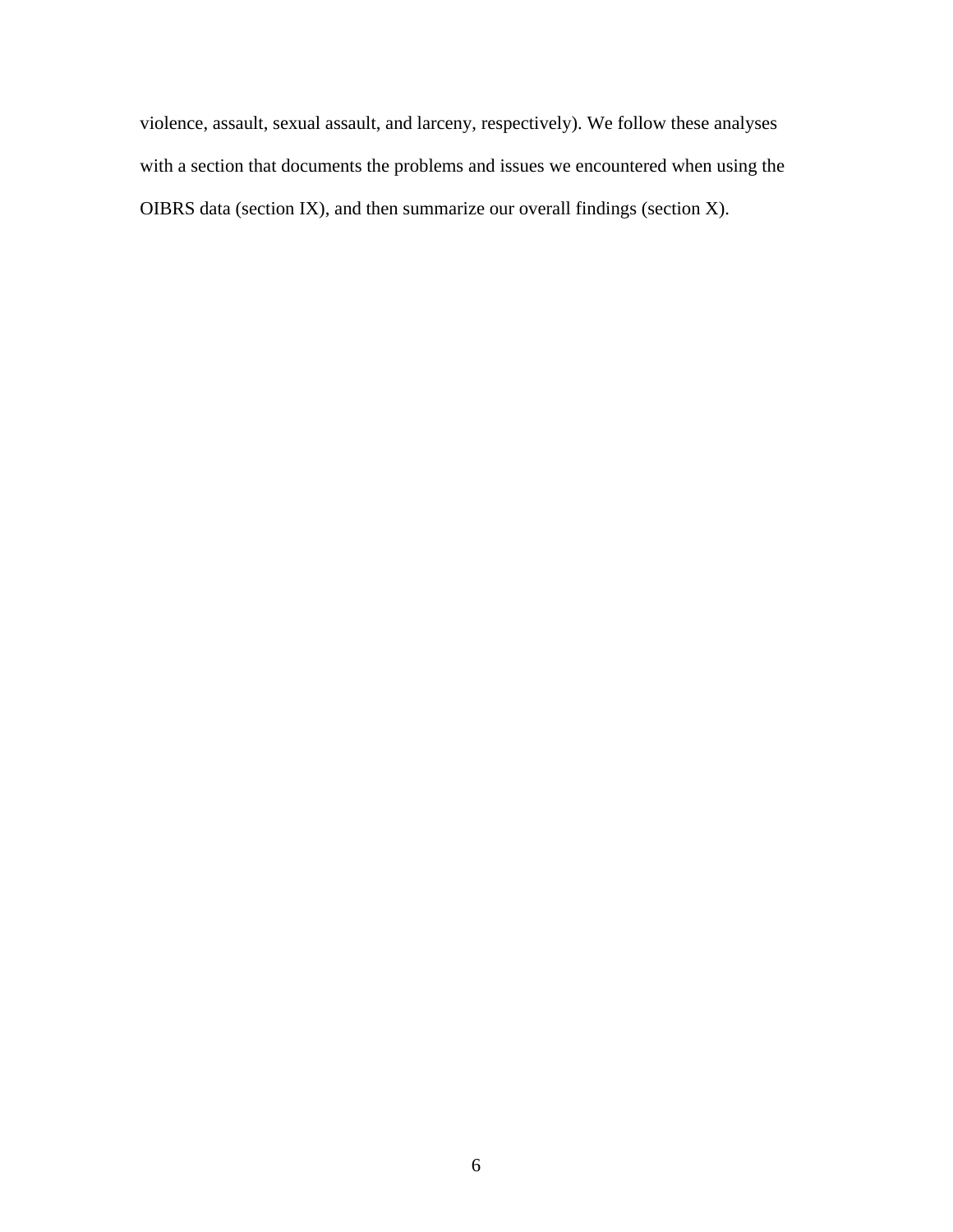violence, assault, sexual assault, and larceny, respectively). We follow these analyses with a section that documents the problems and issues we encountered when using the OIBRS data (section IX), and then summarize our overall findings (section X).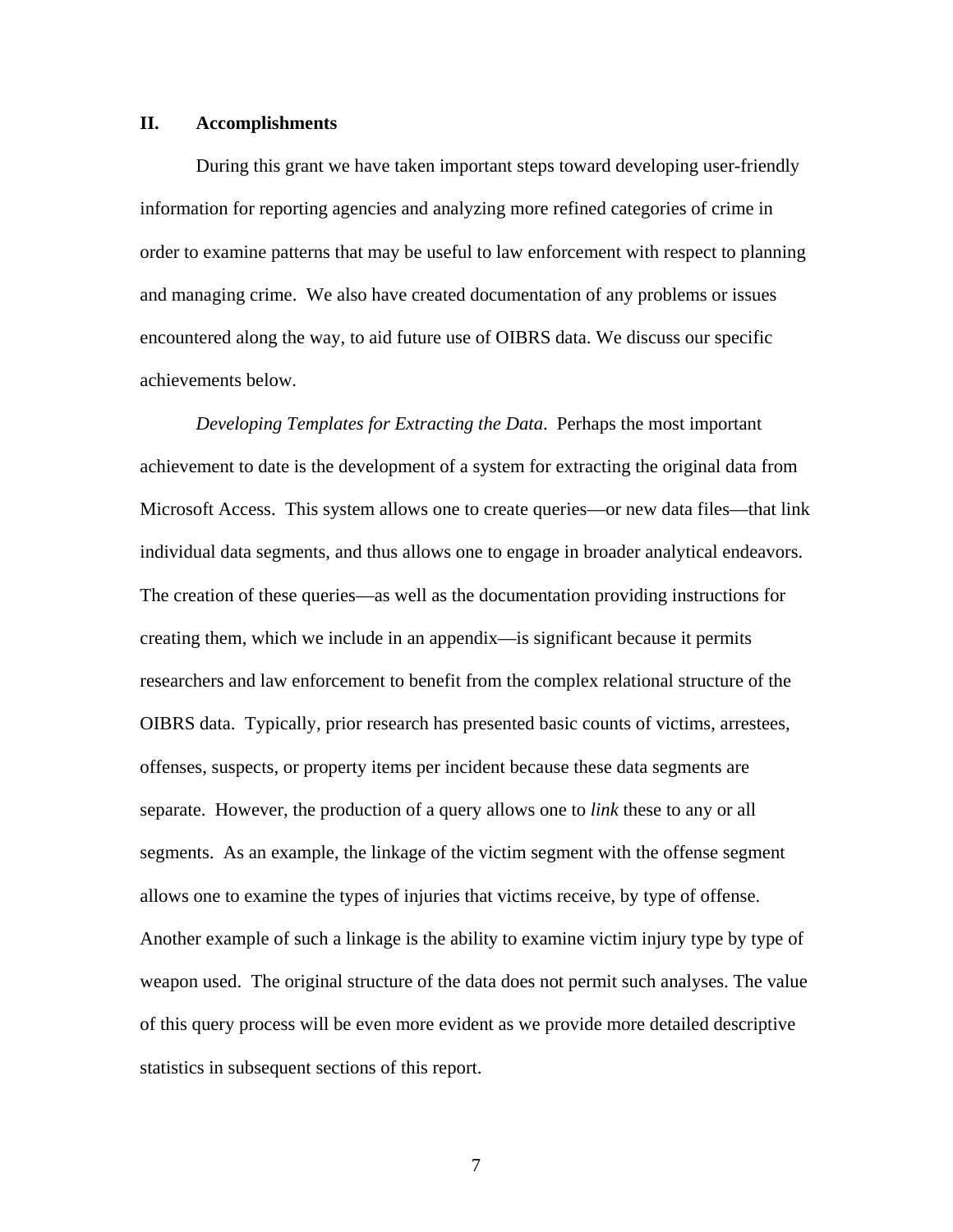## II. Accomplishments

During this grant we have taken important steps toward developing user-friendly information for reporting agencies and analyzing more refined categories of crime in order to examine patterns that may be useful to law enforcement with respect to planning and managing crime. We also have created documentation of any problems or issues encountered along the way, to aid future use of OIBRS data. We discuss our specific achievements below.

*Developing Templates for Extracting the Data*. Perhaps the most important achievement to date is the development of a system for extracting the original data from Microsoft Access. This system allows one to create queries—or new data files—that link individual data segments, and thus allows one to engage in broader analytical endeavors. The creation of these queries—as well as the documentation providing instructions for creating them, which we include in an appendix—is significant because it permits researchers and law enforcement to benefit from the complex relational structure of the OIBRS data. Typically, prior research has presented basic counts of victims, arrestees, offenses, suspects, or property items per incident because these data segments are separate. However, the production of a query allows one to *link* these to any or all segments. As an example, the linkage of the victim segment with the offense segment allows one to examine the types of injuries that victims receive, by type of offense. Another example of such a linkage is the ability to examine victim injury type by type of weapon used. The original structure of the data does not permit such analyses. The value of this query process will be even more evident as we provide more detailed descriptive statistics in subsequent sections of this report.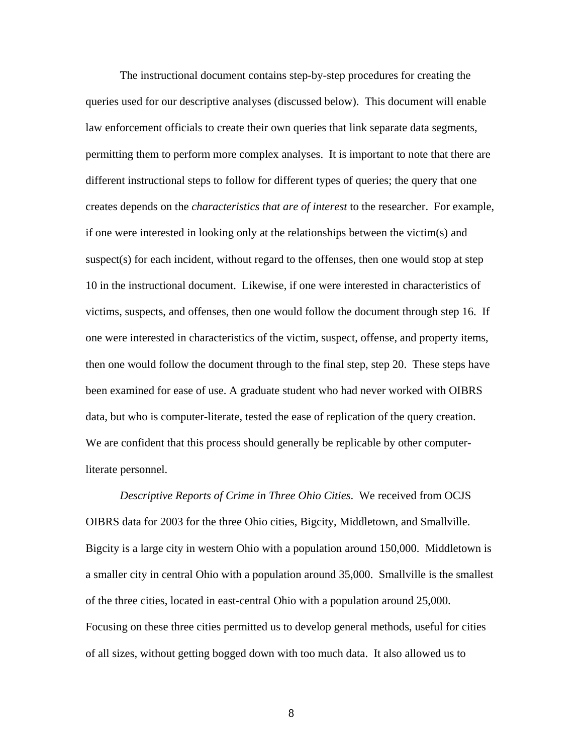The instructional document contains step-by-step procedures for creating the queries used for our descriptive analyses (discussed below). This document will enable law enforcement officials to create their own queries that link separate data segments, permitting them to perform more complex analyses. It is important to note that there are different instructional steps to follow for different types of queries; the query that one creates depends on the *characteristics that are of interest* to the researcher. For example, if one were interested in looking only at the relationships between the victim(s) and suspect(s) for each incident, without regard to the offenses, then one would stop at step 10 in the instructional document. Likewise, if one were interested in characteristics of victims, suspects, and offenses, then one would follow the document through step 16. If one were interested in characteristics of the victim, suspect, offense, and property items, then one would follow the document through to the final step, step 20. These steps have been examined for ease of use. A graduate student who had never worked with OIBRS data, but who is computer-literate, tested the ease of replication of the query creation. We are confident that this process should generally be replicable by other computer-literate personnel.

*Descriptive Reports of Crime in Three Ohio Cities*. We received from OCJS OIBRS data for 2003 for the three Ohio cities, Bigcity, Middletown, and Smallville. Bigcity is a large city in western Ohio with a population around 150,000. Middletown is a smaller city in central Ohio with a population around 35,000. Smallville is the smallest of the three cities, located in east-central Ohio with a population around 25,000. Focusing on these three cities permitted us to develop general methods, useful for cities of all sizes, without getting bogged down with too much data. It also allowed us to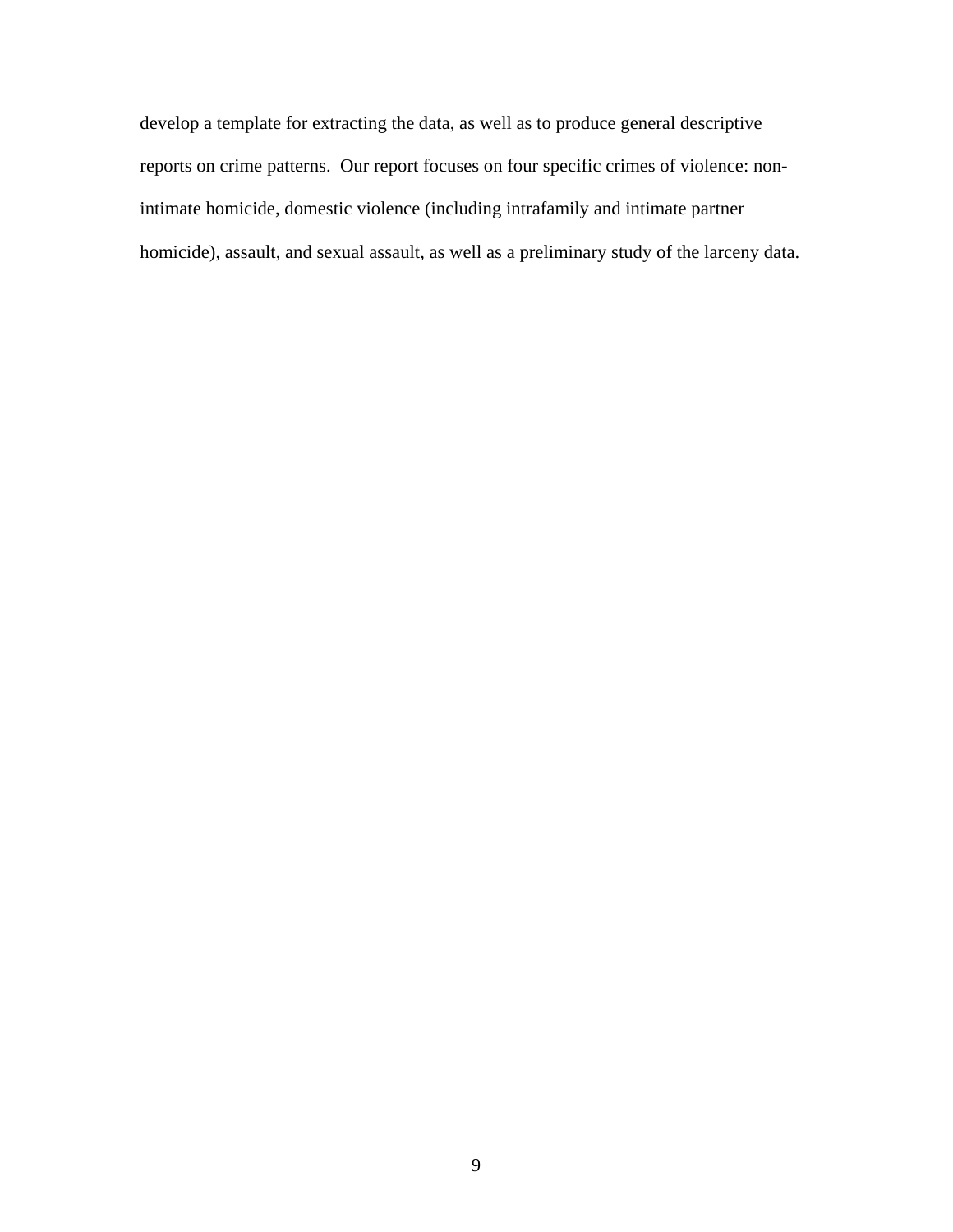develop a template for extracting the data, as well as to produce general descriptive reports on crime patterns. Our report focuses on four specific crimes of violence: non-intimate homicide, domestic violence (including intrafamily and intimate partner homicide), assault, and sexual assault, as well as a preliminary study of the larceny data.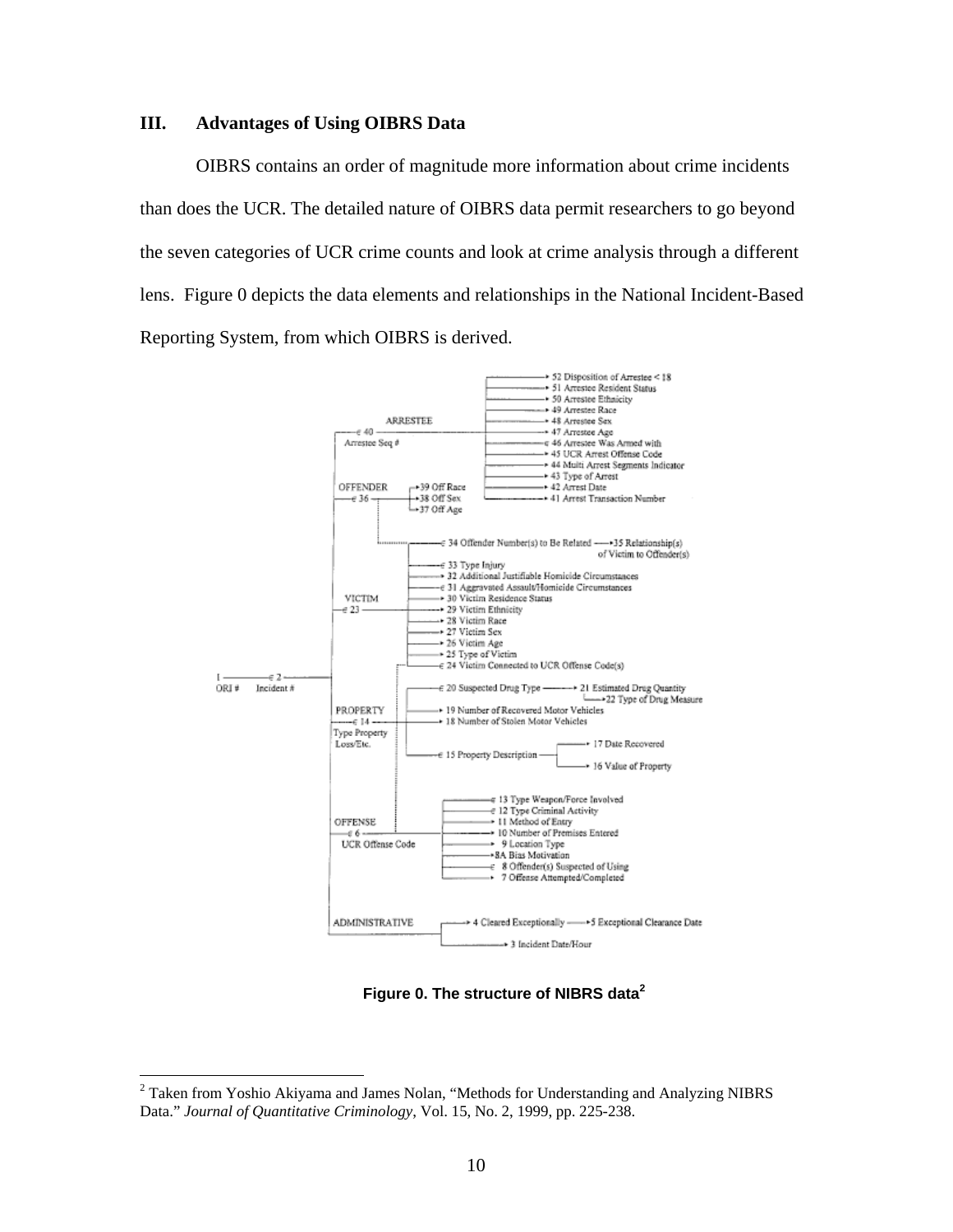### III. Advantages of Using OIBRS Data

OIBRS contains an order of magnitude more information about crime incidents than does the UCR. The detailed nature of OIBRS data permit researchers to go beyond the seven categories of UCR crime counts and look at crime analysis through a different lens. Figure 0 depicts the data elements and relationships in the National Incident-Based Reporting System, from which OIBRS is derived.

**Figure 0. The structure of NIBRS data[2]**

[2] Taken from Yoshio Akiyama and James Nolan, "Methods for Understanding and Analyzing NIBRS Data." *Journal of Quantitative Criminology*, Vol. 15, No. 2, 1999, pp. 225-238.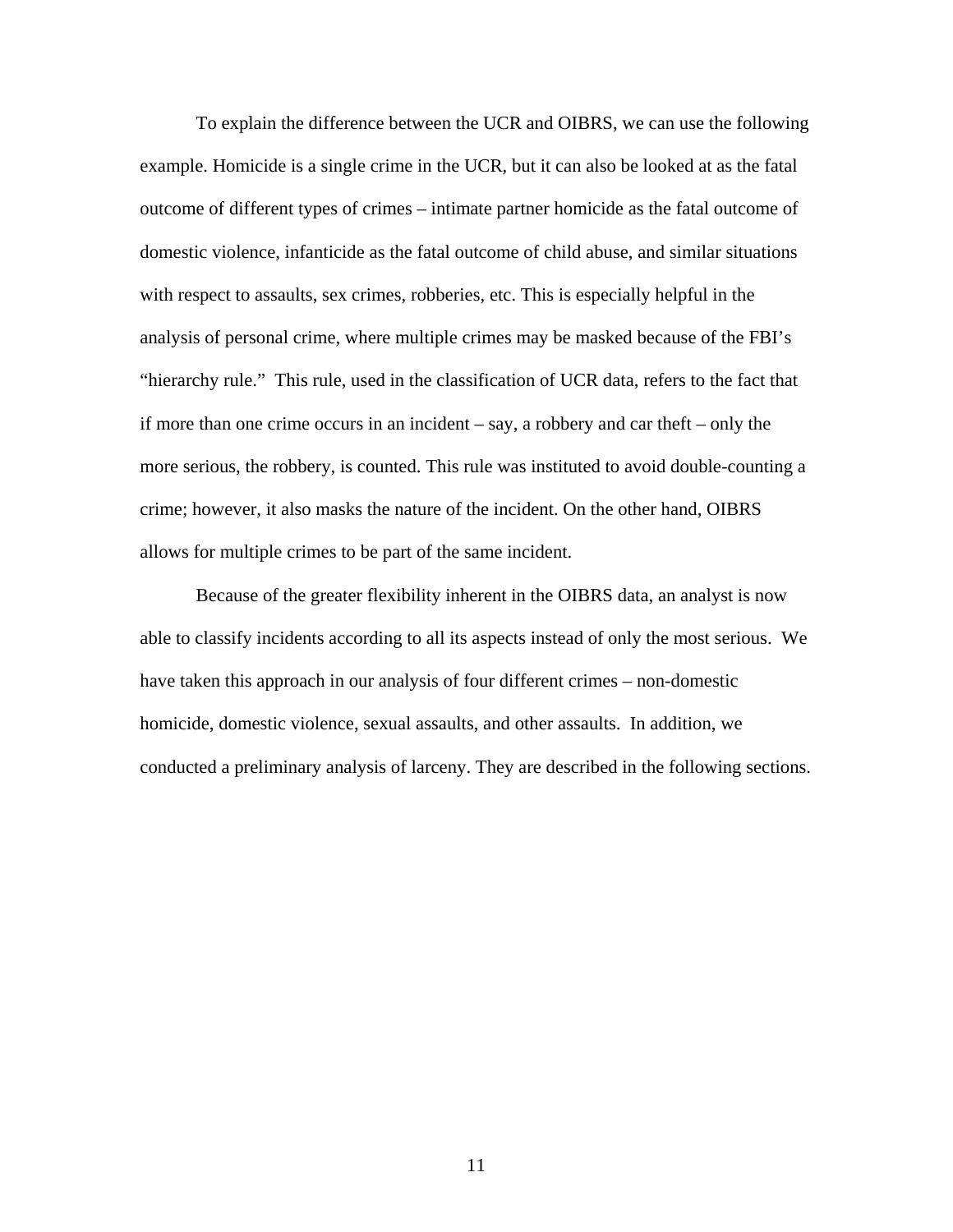To explain the difference between the UCR and OIBRS, we can use the following example. Homicide is a single crime in the UCR, but it can also be looked at as the fatal outcome of different types of crimes – intimate partner homicide as the fatal outcome of domestic violence, infanticide as the fatal outcome of child abuse, and similar situations with respect to assaults, sex crimes, robberies, etc. This is especially helpful in the analysis of personal crime, where multiple crimes may be masked because of the FBI's "hierarchy rule." This rule, used in the classification of UCR data, refers to the fact that if more than one crime occurs in an incident – say, a robbery and car theft – only the more serious, the robbery, is counted. This rule was instituted to avoid double-counting a crime; however, it also masks the nature of the incident. On the other hand, OIBRS allows for multiple crimes to be part of the same incident.

Because of the greater flexibility inherent in the OIBRS data, an analyst is now able to classify incidents according to all its aspects instead of only the most serious. We have taken this approach in our analysis of four different crimes – non-domestic homicide, domestic violence, sexual assaults, and other assaults. In addition, we conducted a preliminary analysis of larceny. They are described in the following sections.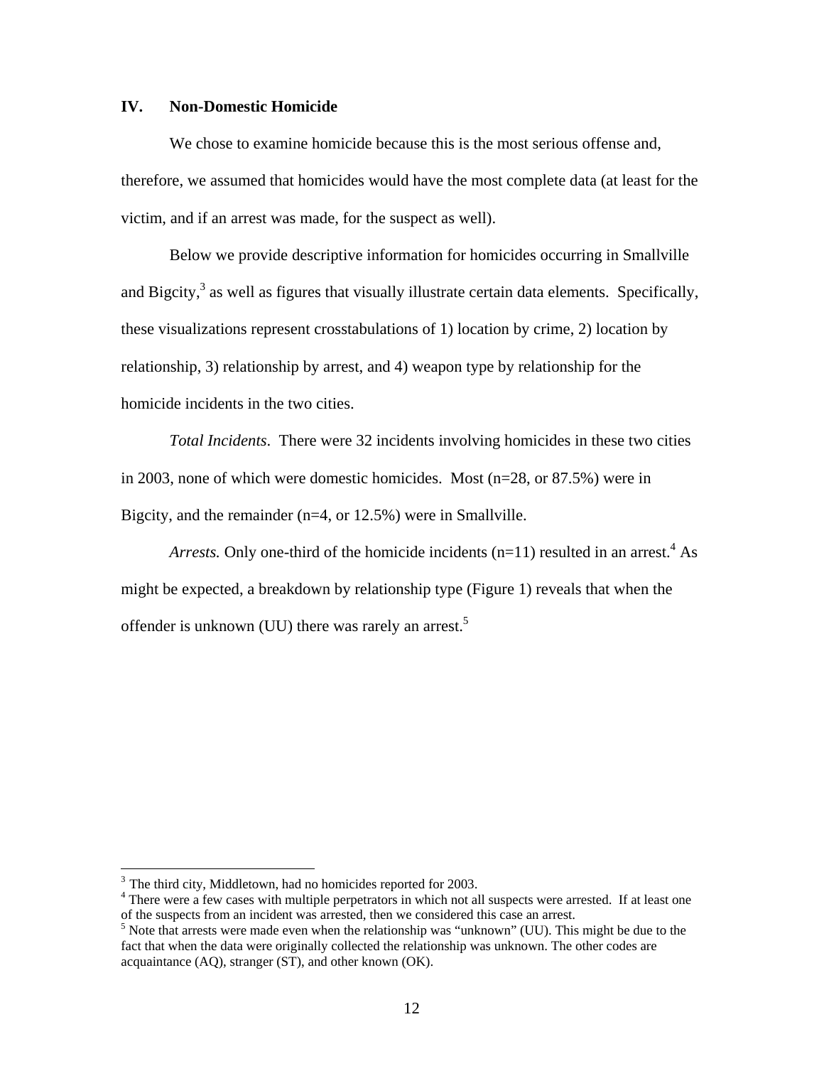## IV. Non-Domestic Homicide

We chose to examine homicide because this is the most serious offense and, therefore, we assumed that homicides would have the most complete data (at least for the victim, and if an arrest was made, for the suspect as well).

Below we provide descriptive information for homicides occurring in Smallville and Bigcity,[3] as well as figures that visually illustrate certain data elements. Specifically, these visualizations represent crosstabulations of 1) location by crime, 2) location by relationship, 3) relationship by arrest, and 4) weapon type by relationship for the homicide incidents in the two cities.

*Total Incidents*. There were 32 incidents involving homicides in these two cities in 2003, none of which were domestic homicides. Most (n=28, or 87.5%) were in Bigcity, and the remainder (n=4, or 12.5%) were in Smallville.

*Arrests.* Only one-third of the homicide incidents (n=11) resulted in an arrest.[4] As might be expected, a breakdown by relationship type (Figure 1) reveals that when the offender is unknown (UU) there was rarely an arrest.[5]

---

[3] The third city, Middletown, had no homicides reported for 2003.

[4] There were a few cases with multiple perpetrators in which not all suspects were arrested. If at least one of the suspects from an incident was arrested, then we considered this case an arrest.

[5] Note that arrests were made even when the relationship was "unknown" (UU). This might be due to the fact that when the data were originally collected the relationship was unknown. The other codes are acquaintance (AQ), stranger (ST), and other known (OK).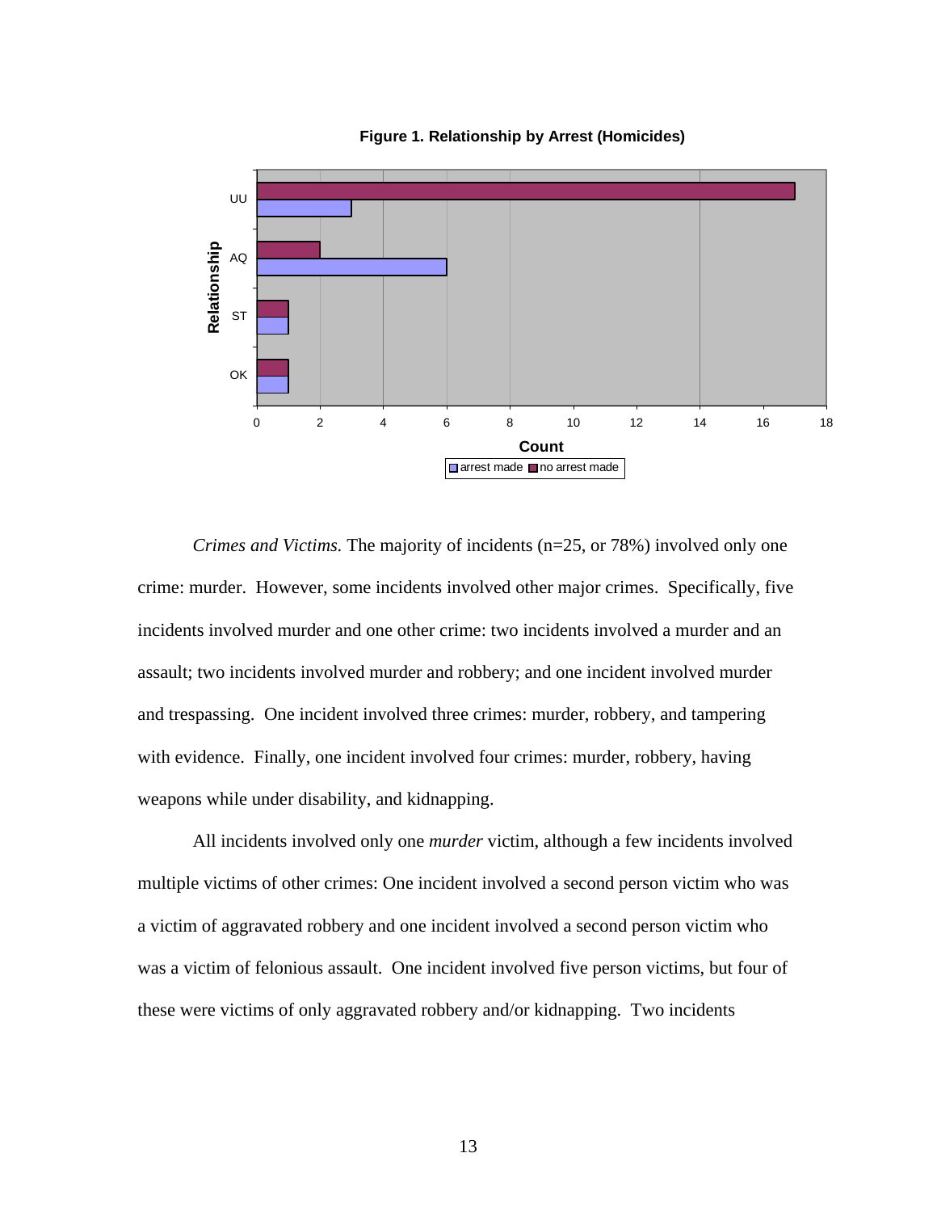**Figure 1. Relationship by Arrest (Homicides)**

| Relationship | arrest made | no arrest made |
|---|---|---|
| UU | 3 | 17 |
| AQ | 6 | 2 |
| ST | 1 | 1 |
| OK | 1 | 1 |

*Crimes and Victims.* The majority of incidents (n=25, or 78%) involved only one crime: murder. However, some incidents involved other major crimes. Specifically, five incidents involved murder and one other crime: two incidents involved a murder and an assault; two incidents involved murder and robbery; and one incident involved murder and trespassing. One incident involved three crimes: murder, robbery, and tampering with evidence. Finally, one incident involved four crimes: murder, robbery, having weapons while under disability, and kidnapping.

All incidents involved only one *murder* victim, although a few incidents involved multiple victims of other crimes: One incident involved a second person victim who was a victim of aggravated robbery and one incident involved a second person victim who was a victim of felonious assault. One incident involved five person victims, but four of these were victims of only aggravated robbery and/or kidnapping. Two incidents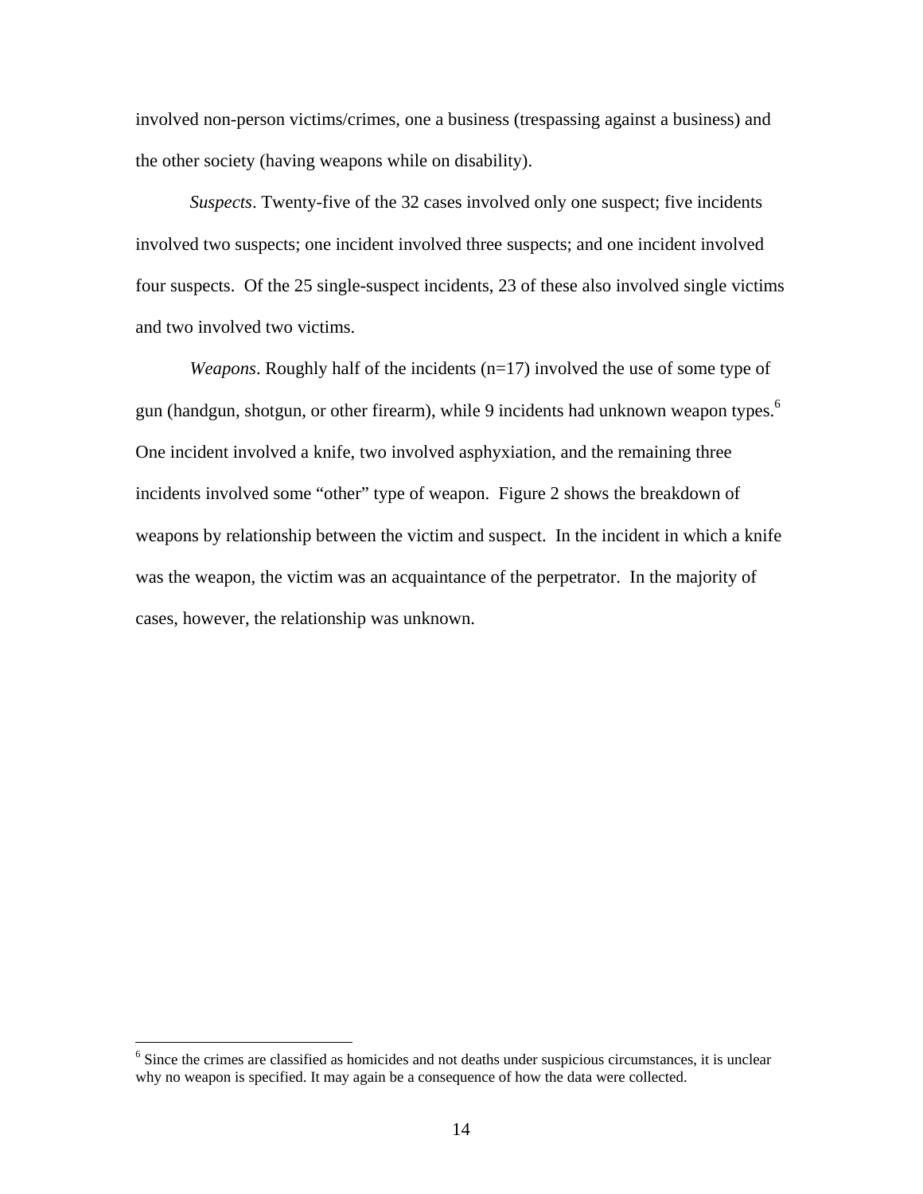involved non-person victims/crimes, one a business (trespassing against a business) and the other society (having weapons while on disability).

*Suspects*. Twenty-five of the 32 cases involved only one suspect; five incidents involved two suspects; one incident involved three suspects; and one incident involved four suspects. Of the 25 single-suspect incidents, 23 of these also involved single victims and two involved two victims.

*Weapons*. Roughly half of the incidents (n=17) involved the use of some type of gun (handgun, shotgun, or other firearm), while 9 incidents had unknown weapon types.[6] One incident involved a knife, two involved asphyxiation, and the remaining three incidents involved some "other" type of weapon. Figure 2 shows the breakdown of weapons by relationship between the victim and suspect. In the incident in which a knife was the weapon, the victim was an acquaintance of the perpetrator. In the majority of cases, however, the relationship was unknown.

[6] Since the crimes are classified as homicides and not deaths under suspicious circumstances, it is unclear why no weapon is specified. It may again be a consequence of how the data were collected.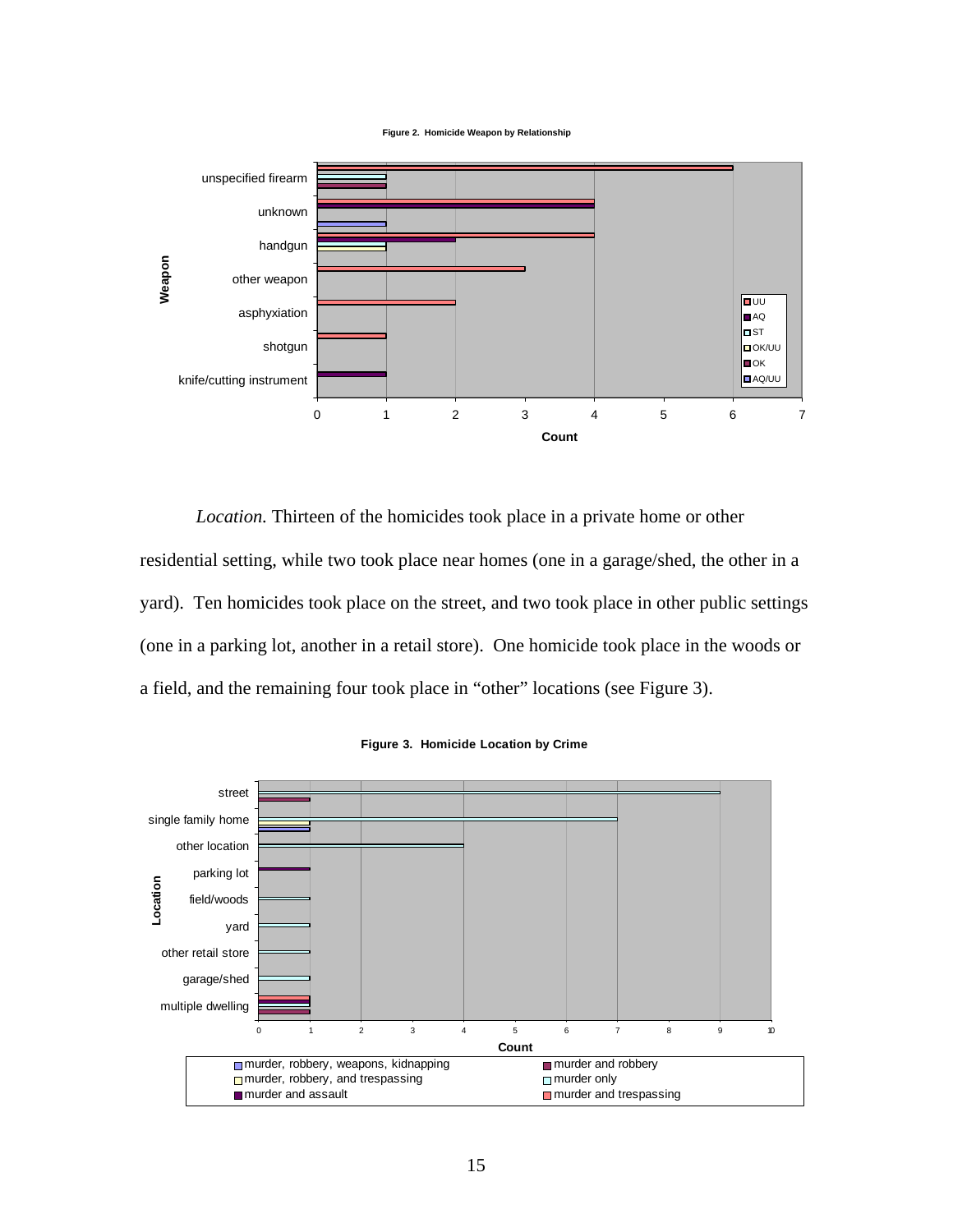**Figure 2. Homicide Weapon by Relationship**

*Location.* Thirteen of the homicides took place in a private home or other residential setting, while two took place near homes (one in a garage/shed, the other in a yard). Ten homicides took place on the street, and two took place in other public settings (one in a parking lot, another in a retail store). One homicide took place in the woods or a field, and the remaining four took place in "other" locations (see Figure 3).

**Figure 3. Homicide Location by Crime**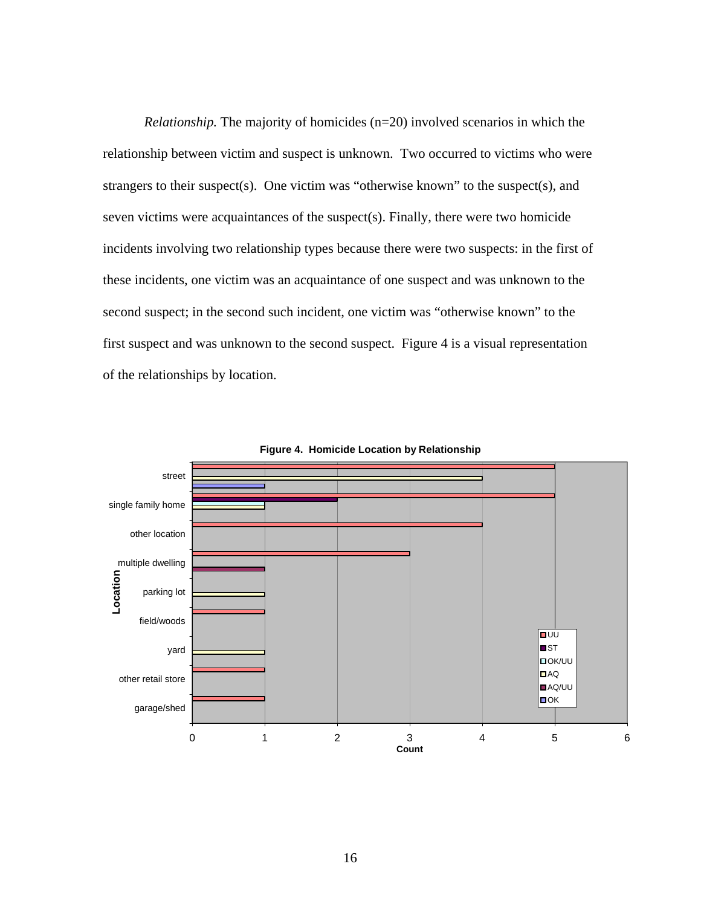*Relationship.* The majority of homicides (n=20) involved scenarios in which the relationship between victim and suspect is unknown. Two occurred to victims who were strangers to their suspect(s). One victim was "otherwise known" to the suspect(s), and seven victims were acquaintances of the suspect(s). Finally, there were two homicide incidents involving two relationship types because there were two suspects: in the first of these incidents, one victim was an acquaintance of one suspect and was unknown to the second suspect; in the second such incident, one victim was "otherwise known" to the first suspect and was unknown to the second suspect. Figure 4 is a visual representation of the relationships by location.

**Figure 4. Homicide Location by Relationship**

| Location | UU | ST | OK/UU | AQ | AQ/UU | OK |
|---|---|---|---|---|---|---|
| street | 5 | | | 4 | | 1 |
| single family home | 5 | 2 | 1 | 1 | | |
| other location | 4 | | | | | |
| multiple dwelling | 3 | | | | 1 | |
| parking lot | | | | 1 | | |
| field/woods | 1 | | | | | |
| yard | | | | 1 | | |
| other retail store | 1 | | | | | |
| garage/shed | 1 | | | | | |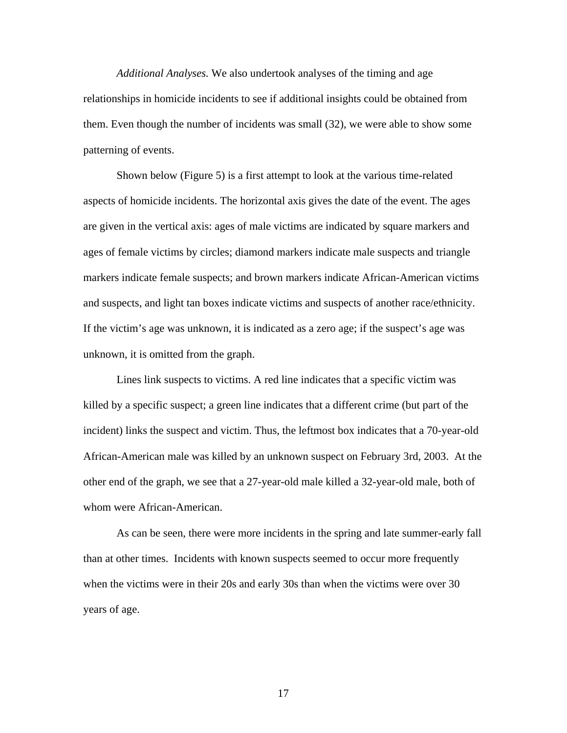*Additional Analyses.* We also undertook analyses of the timing and age relationships in homicide incidents to see if additional insights could be obtained from them. Even though the number of incidents was small (32), we were able to show some patterning of events.

Shown below (Figure 5) is a first attempt to look at the various time-related aspects of homicide incidents. The horizontal axis gives the date of the event. The ages are given in the vertical axis: ages of male victims are indicated by square markers and ages of female victims by circles; diamond markers indicate male suspects and triangle markers indicate female suspects; and brown markers indicate African-American victims and suspects, and light tan boxes indicate victims and suspects of another race/ethnicity. If the victim's age was unknown, it is indicated as a zero age; if the suspect's age was unknown, it is omitted from the graph.

Lines link suspects to victims. A red line indicates that a specific victim was killed by a specific suspect; a green line indicates that a different crime (but part of the incident) links the suspect and victim. Thus, the leftmost box indicates that a 70-year-old African-American male was killed by an unknown suspect on February 3rd, 2003. At the other end of the graph, we see that a 27-year-old male killed a 32-year-old male, both of whom were African-American.

As can be seen, there were more incidents in the spring and late summer-early fall than at other times. Incidents with known suspects seemed to occur more frequently when the victims were in their 20s and early 30s than when the victims were over 30 years of age.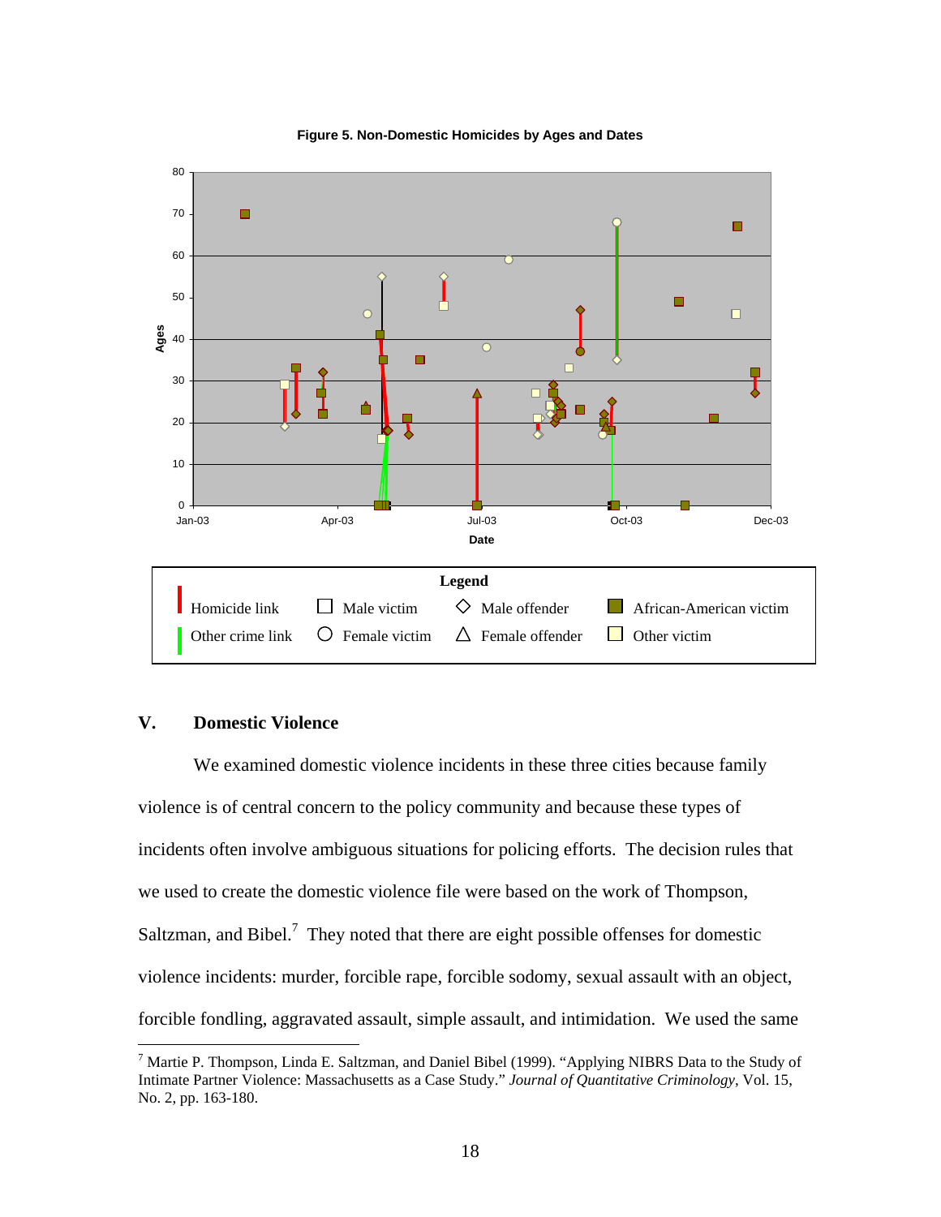**Figure 5. Non-Domestic Homicides by Ages and Dates**

**Legend**

| | | | |
|---|---|---|---|
| Homicide link | Male victim | Male offender | African-American victim |
| Other crime link | Female victim | Female offender | Other victim |

## V. Domestic Violence

We examined domestic violence incidents in these three cities because family violence is of central concern to the policy community and because these types of incidents often involve ambiguous situations for policing efforts. The decision rules that we used to create the domestic violence file were based on the work of Thompson, Saltzman, and Bibel.[7] They noted that there are eight possible offenses for domestic violence incidents: murder, forcible rape, forcible sodomy, sexual assault with an object, forcible fondling, aggravated assault, simple assault, and intimidation. We used the same

---

[7] Martie P. Thompson, Linda E. Saltzman, and Daniel Bibel (1999). "Applying NIBRS Data to the Study of Intimate Partner Violence: Massachusetts as a Case Study." *Journal of Quantitative Criminology*, Vol. 15, No. 2, pp. 163-180.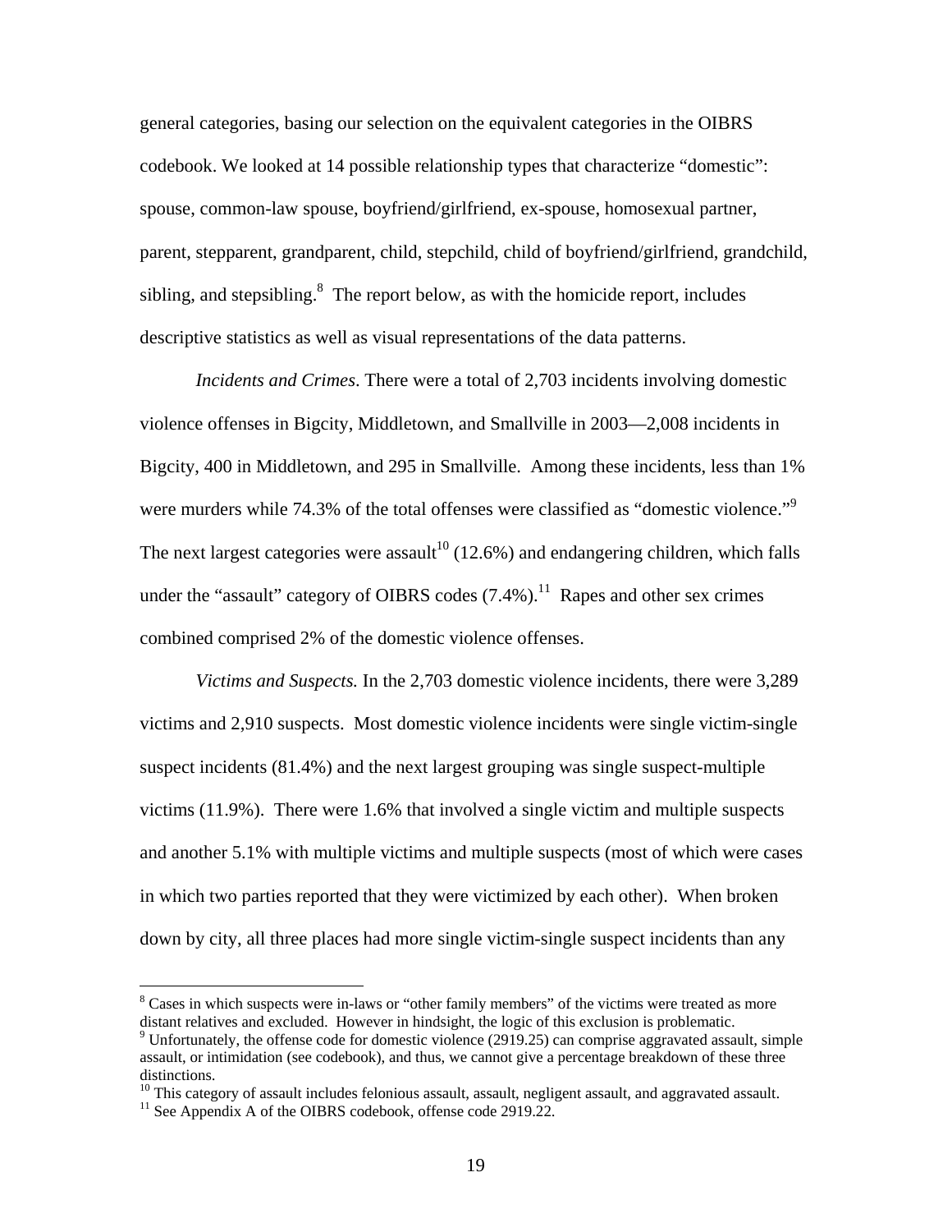general categories, basing our selection on the equivalent categories in the OIBRS codebook. We looked at 14 possible relationship types that characterize "domestic": spouse, common-law spouse, boyfriend/girlfriend, ex-spouse, homosexual partner, parent, stepparent, grandparent, child, stepchild, child of boyfriend/girlfriend, grandchild, sibling, and stepsibling.[8] The report below, as with the homicide report, includes descriptive statistics as well as visual representations of the data patterns.

*Incidents and Crimes*. There were a total of 2,703 incidents involving domestic violence offenses in Bigcity, Middletown, and Smallville in 2003—2,008 incidents in Bigcity, 400 in Middletown, and 295 in Smallville. Among these incidents, less than 1% were murders while 74.3% of the total offenses were classified as "domestic violence."[9] The next largest categories were assault[10] (12.6%) and endangering children, which falls under the "assault" category of OIBRS codes (7.4%).[11] Rapes and other sex crimes combined comprised 2% of the domestic violence offenses.

*Victims and Suspects.* In the 2,703 domestic violence incidents, there were 3,289 victims and 2,910 suspects. Most domestic violence incidents were single victim-single suspect incidents (81.4%) and the next largest grouping was single suspect-multiple victims (11.9%). There were 1.6% that involved a single victim and multiple suspects and another 5.1% with multiple victims and multiple suspects (most of which were cases in which two parties reported that they were victimized by each other). When broken down by city, all three places had more single victim-single suspect incidents than any

[8] Cases in which suspects were in-laws or "other family members" of the victims were treated as more distant relatives and excluded. However in hindsight, the logic of this exclusion is problematic.

[9] Unfortunately, the offense code for domestic violence (2919.25) can comprise aggravated assault, simple assault, or intimidation (see codebook), and thus, we cannot give a percentage breakdown of these three distinctions.

[10] This category of assault includes felonious assault, assault, negligent assault, and aggravated assault.

[11] See Appendix A of the OIBRS codebook, offense code 2919.22.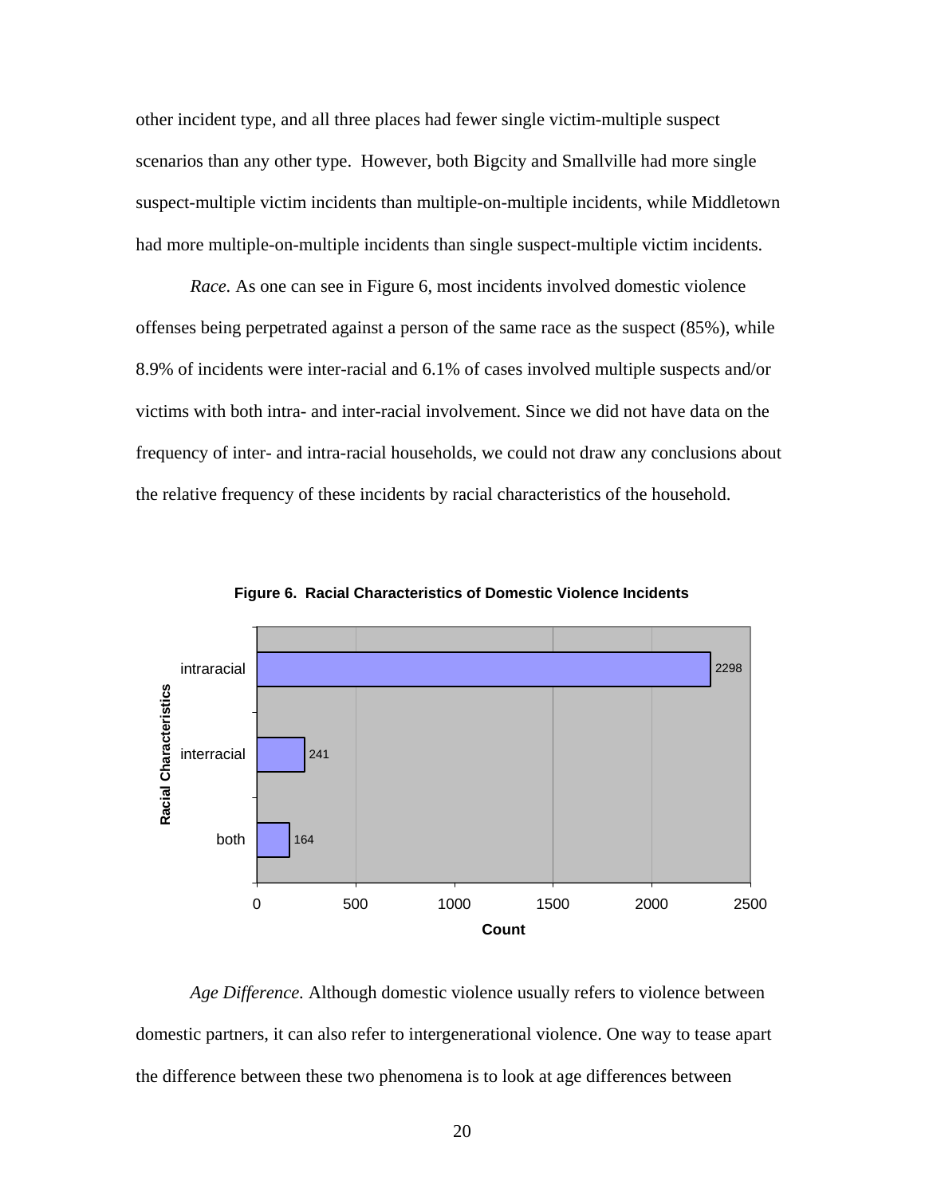other incident type, and all three places had fewer single victim-multiple suspect scenarios than any other type. However, both Bigcity and Smallville had more single suspect-multiple victim incidents than multiple-on-multiple incidents, while Middletown had more multiple-on-multiple incidents than single suspect-multiple victim incidents.

*Race.* As one can see in Figure 6, most incidents involved domestic violence offenses being perpetrated against a person of the same race as the suspect (85%), while 8.9% of incidents were inter-racial and 6.1% of cases involved multiple suspects and/or victims with both intra- and inter-racial involvement. Since we did not have data on the frequency of inter- and intra-racial households, we could not draw any conclusions about the relative frequency of these incidents by racial characteristics of the household.

**Figure 6. Racial Characteristics of Domestic Violence Incidents**

| Racial Characteristics | Count |
|---|---|
| intraracial | 2298 |
| interracial | 241 |
| both | 164 |

*Age Difference.* Although domestic violence usually refers to violence between domestic partners, it can also refer to intergenerational violence. One way to tease apart the difference between these two phenomena is to look at age differences between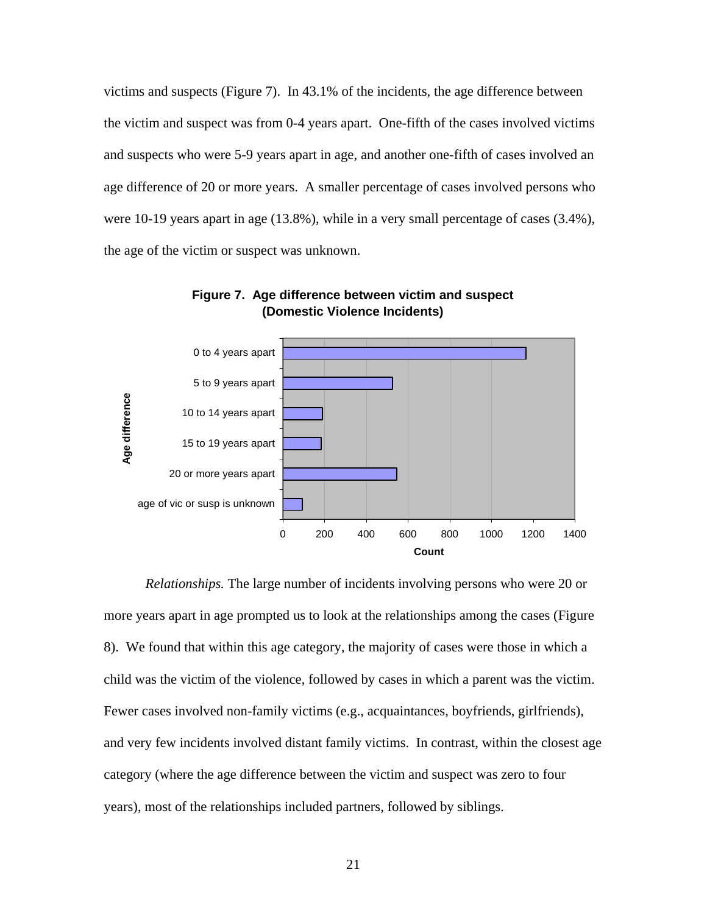victims and suspects (Figure 7). In 43.1% of the incidents, the age difference between the victim and suspect was from 0-4 years apart. One-fifth of the cases involved victims and suspects who were 5-9 years apart in age, and another one-fifth of cases involved an age difference of 20 or more years. A smaller percentage of cases involved persons who were 10-19 years apart in age (13.8%), while in a very small percentage of cases (3.4%), the age of the victim or suspect was unknown.

**Figure 7. Age difference between victim and suspect (Domestic Violence Incidents)**

*Relationships.* The large number of incidents involving persons who were 20 or more years apart in age prompted us to look at the relationships among the cases (Figure 8). We found that within this age category, the majority of cases were those in which a child was the victim of the violence, followed by cases in which a parent was the victim. Fewer cases involved non-family victims (e.g., acquaintances, boyfriends, girlfriends), and very few incidents involved distant family victims. In contrast, within the closest age category (where the age difference between the victim and suspect was zero to four years), most of the relationships included partners, followed by siblings.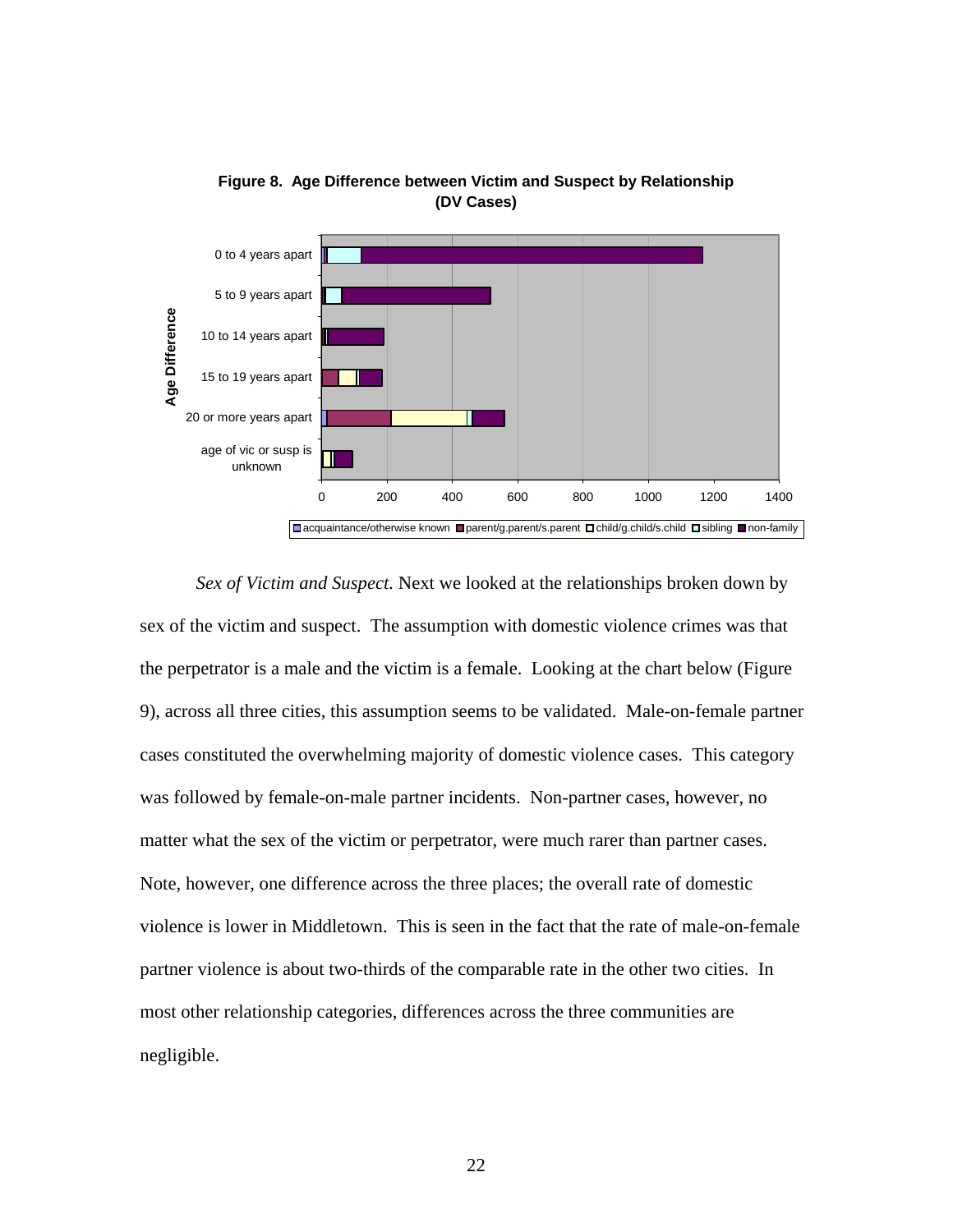**Figure 8. Age Difference between Victim and Suspect by Relationship (DV Cases)**

*Sex of Victim and Suspect.* Next we looked at the relationships broken down by sex of the victim and suspect. The assumption with domestic violence crimes was that the perpetrator is a male and the victim is a female. Looking at the chart below (Figure 9), across all three cities, this assumption seems to be validated. Male-on-female partner cases constituted the overwhelming majority of domestic violence cases. This category was followed by female-on-male partner incidents. Non-partner cases, however, no matter what the sex of the victim or perpetrator, were much rarer than partner cases. Note, however, one difference across the three places; the overall rate of domestic violence is lower in Middletown. This is seen in the fact that the rate of male-on-female partner violence is about two-thirds of the comparable rate in the other two cities. In most other relationship categories, differences across the three communities are negligible.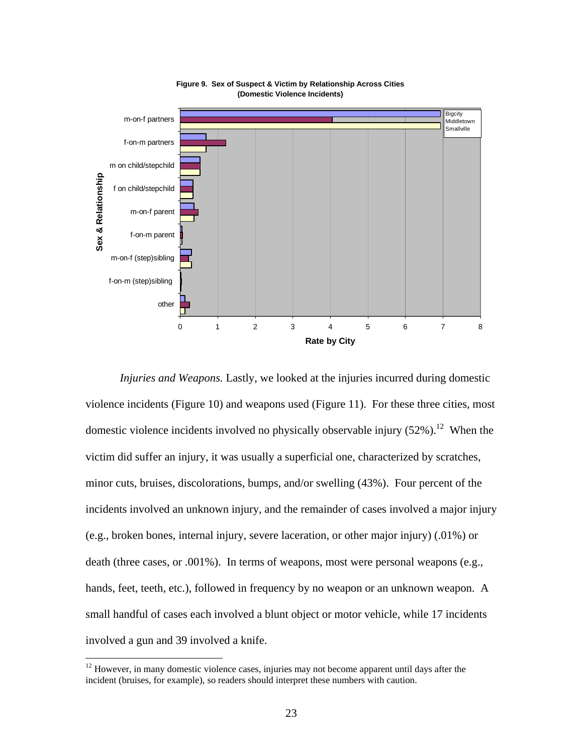**Figure 9. Sex of Suspect & Victim by Relationship Across Cities (Domestic Violence Incidents)**

*Injuries and Weapons.* Lastly, we looked at the injuries incurred during domestic violence incidents (Figure 10) and weapons used (Figure 11). For these three cities, most domestic violence incidents involved no physically observable injury (52%).[12] When the victim did suffer an injury, it was usually a superficial one, characterized by scratches, minor cuts, bruises, discolorations, bumps, and/or swelling (43%). Four percent of the incidents involved an unknown injury, and the remainder of cases involved a major injury (e.g., broken bones, internal injury, severe laceration, or other major injury) (.01%) or death (three cases, or .001%). In terms of weapons, most were personal weapons (e.g., hands, feet, teeth, etc.), followed in frequency by no weapon or an unknown weapon. A small handful of cases each involved a blunt object or motor vehicle, while 17 incidents involved a gun and 39 involved a knife.

[12] However, in many domestic violence cases, injuries may not become apparent until days after the incident (bruises, for example), so readers should interpret these numbers with caution.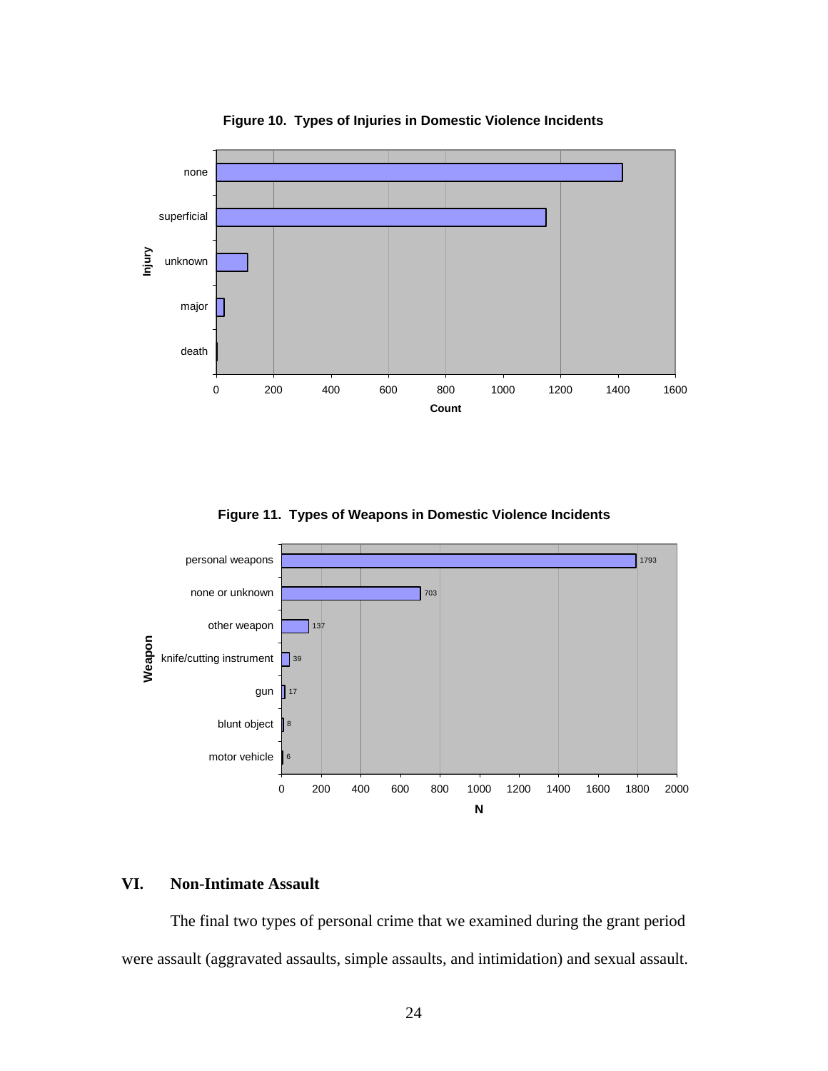**Figure 10. Types of Injuries in Domestic Violence Incidents**

**Figure 11. Types of Weapons in Domestic Violence Incidents**

## VI. Non-Intimate Assault

The final two types of personal crime that we examined during the grant period were assault (aggravated assaults, simple assaults, and intimidation) and sexual assault.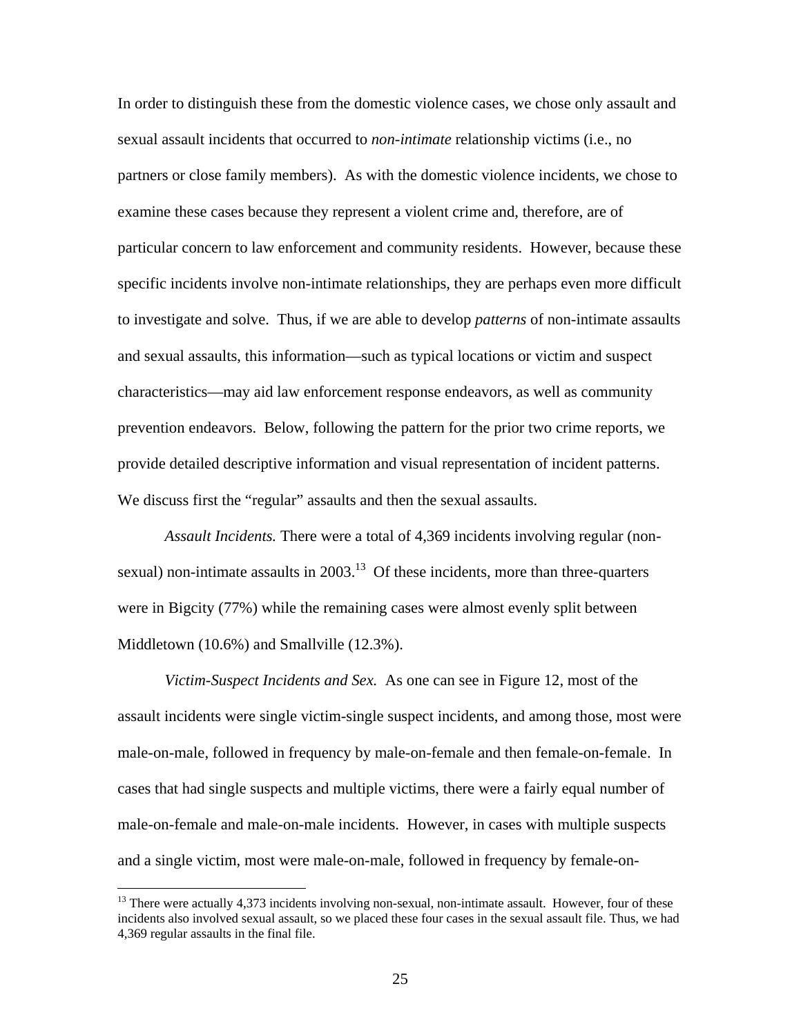In order to distinguish these from the domestic violence cases, we chose only assault and sexual assault incidents that occurred to *non-intimate* relationship victims (i.e., no partners or close family members). As with the domestic violence incidents, we chose to examine these cases because they represent a violent crime and, therefore, are of particular concern to law enforcement and community residents. However, because these specific incidents involve non-intimate relationships, they are perhaps even more difficult to investigate and solve. Thus, if we are able to develop *patterns* of non-intimate assaults and sexual assaults, this information—such as typical locations or victim and suspect characteristics—may aid law enforcement response endeavors, as well as community prevention endeavors. Below, following the pattern for the prior two crime reports, we provide detailed descriptive information and visual representation of incident patterns. We discuss first the "regular" assaults and then the sexual assaults.

*Assault Incidents.* There were a total of 4,369 incidents involving regular (non-sexual) non-intimate assaults in 2003.[13] Of these incidents, more than three-quarters were in Bigcity (77%) while the remaining cases were almost evenly split between Middletown (10.6%) and Smallville (12.3%).

*Victim-Suspect Incidents and Sex.* As one can see in Figure 12, most of the assault incidents were single victim-single suspect incidents, and among those, most were male-on-male, followed in frequency by male-on-female and then female-on-female. In cases that had single suspects and multiple victims, there were a fairly equal number of male-on-female and male-on-male incidents. However, in cases with multiple suspects and a single victim, most were male-on-male, followed in frequency by female-on-

[13] There were actually 4,373 incidents involving non-sexual, non-intimate assault. However, four of these incidents also involved sexual assault, so we placed these four cases in the sexual assault file. Thus, we had 4,369 regular assaults in the final file.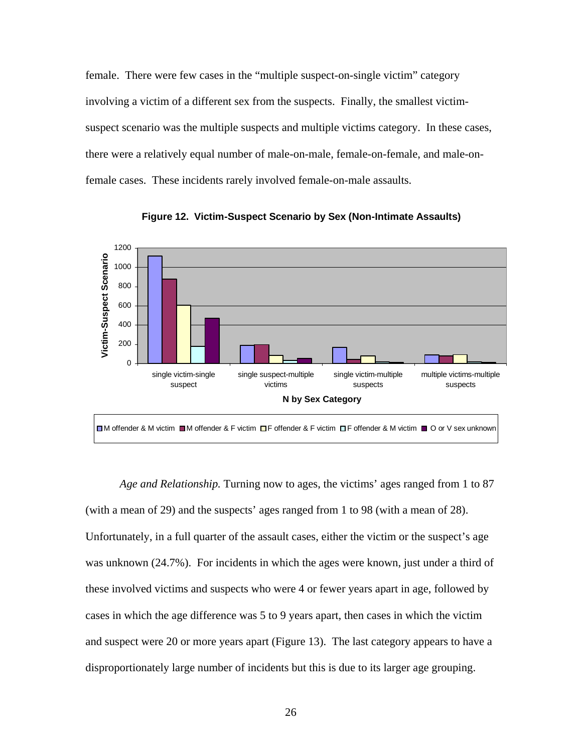female. There were few cases in the "multiple suspect-on-single victim" category involving a victim of a different sex from the suspects. Finally, the smallest victim-suspect scenario was the multiple suspects and multiple victims category. In these cases, there were a relatively equal number of male-on-male, female-on-female, and male-on-female cases. These incidents rarely involved female-on-male assaults.

**Figure 12. Victim-Suspect Scenario by Sex (Non-Intimate Assaults)**

*Age and Relationship.* Turning now to ages, the victims' ages ranged from 1 to 87 (with a mean of 29) and the suspects' ages ranged from 1 to 98 (with a mean of 28). Unfortunately, in a full quarter of the assault cases, either the victim or the suspect's age was unknown (24.7%). For incidents in which the ages were known, just under a third of these involved victims and suspects who were 4 or fewer years apart in age, followed by cases in which the age difference was 5 to 9 years apart, then cases in which the victim and suspect were 20 or more years apart (Figure 13). The last category appears to have a disproportionately large number of incidents but this is due to its larger age grouping.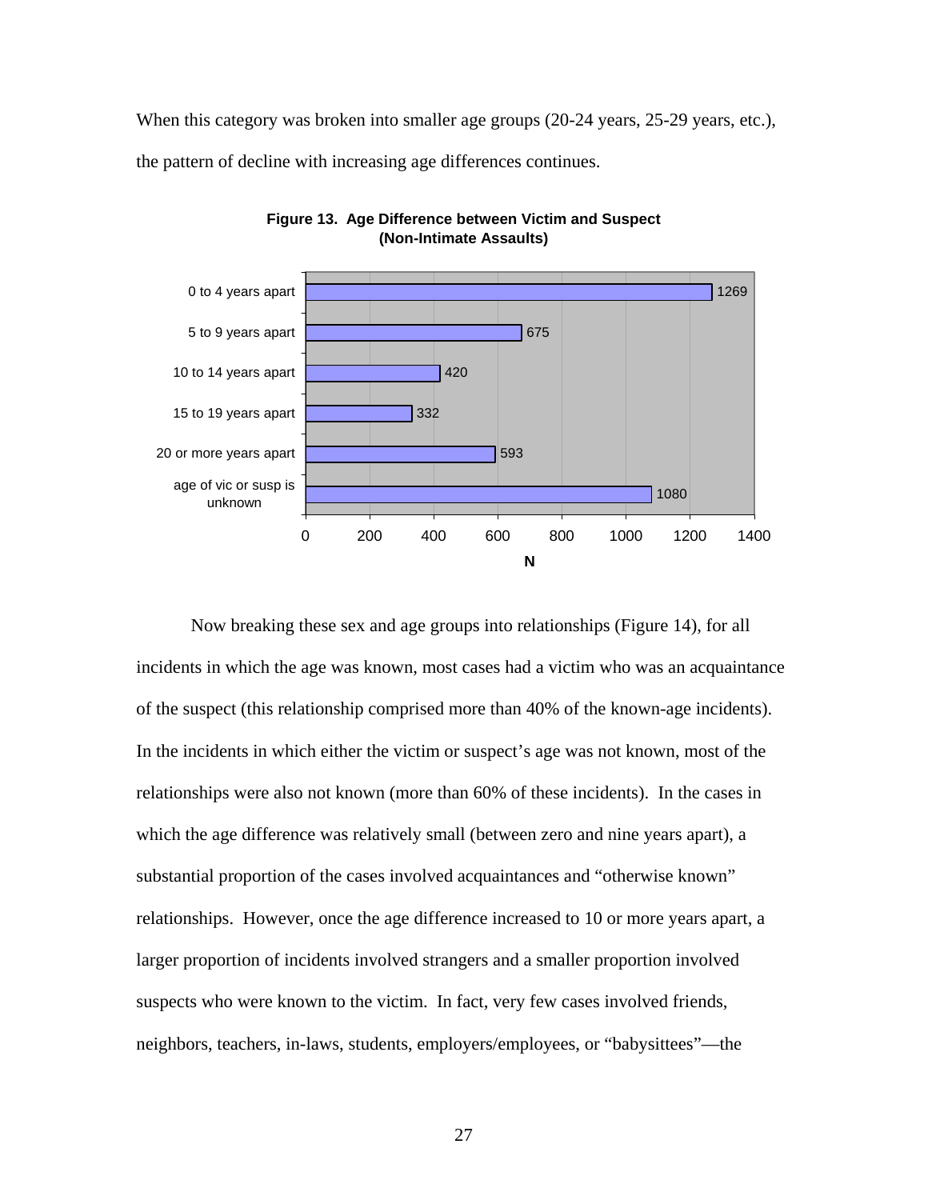When this category was broken into smaller age groups (20-24 years, 25-29 years, etc.), the pattern of decline with increasing age differences continues.

**Figure 13. Age Difference between Victim and Suspect (Non-Intimate Assaults)**

| Age Difference | N |
|---|---|
| 0 to 4 years apart | 1269 |
| 5 to 9 years apart | 675 |
| 10 to 14 years apart | 420 |
| 15 to 19 years apart | 332 |
| 20 or more years apart | 593 |
| age of vic or susp is unknown | 1080 |

Now breaking these sex and age groups into relationships (Figure 14), for all incidents in which the age was known, most cases had a victim who was an acquaintance of the suspect (this relationship comprised more than 40% of the known-age incidents). In the incidents in which either the victim or suspect's age was not known, most of the relationships were also not known (more than 60% of these incidents). In the cases in which the age difference was relatively small (between zero and nine years apart), a substantial proportion of the cases involved acquaintances and "otherwise known" relationships. However, once the age difference increased to 10 or more years apart, a larger proportion of incidents involved strangers and a smaller proportion involved suspects who were known to the victim. In fact, very few cases involved friends, neighbors, teachers, in-laws, students, employers/employees, or "babysittees"—the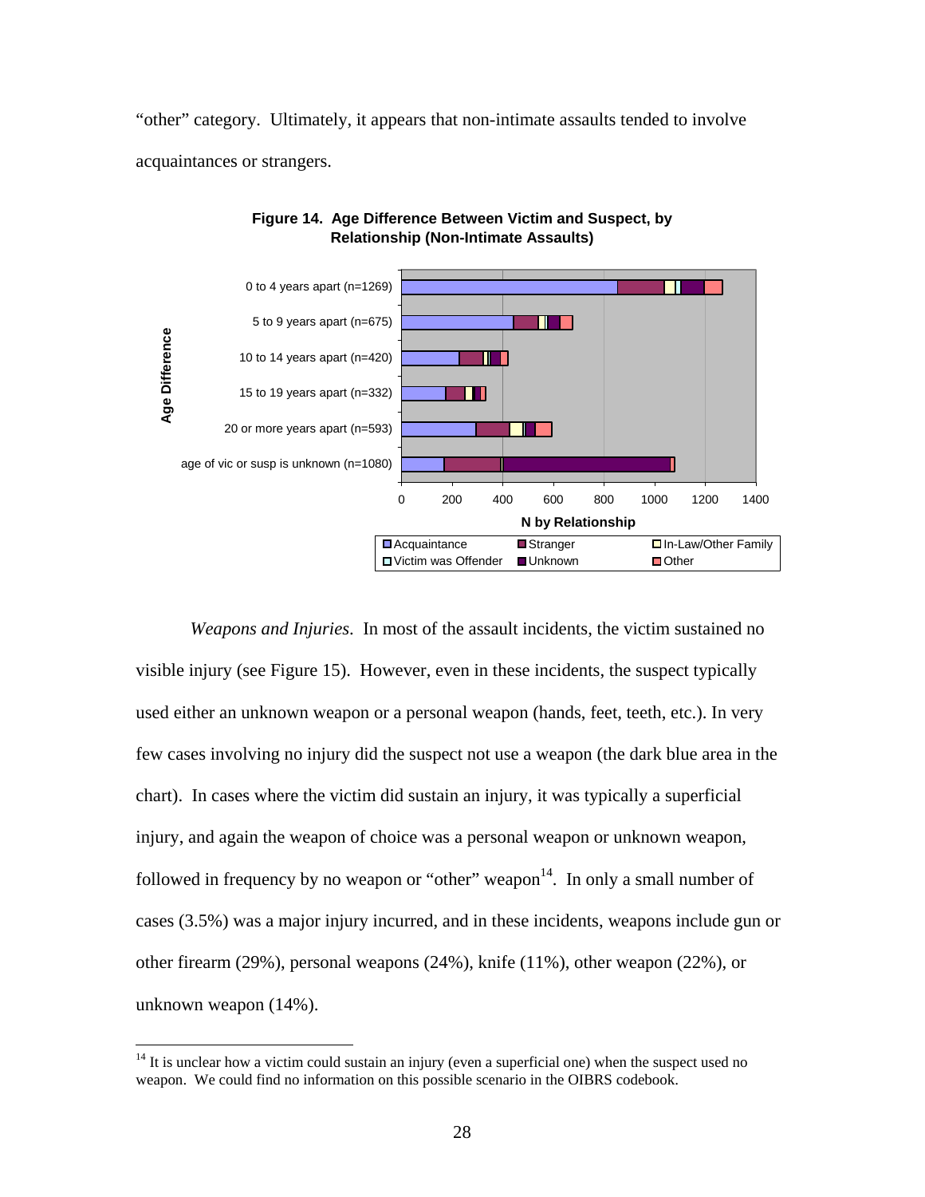"other" category. Ultimately, it appears that non-intimate assaults tended to involve acquaintances or strangers.

**Figure 14. Age Difference Between Victim and Suspect, by Relationship (Non-Intimate Assaults)**

*Weapons and Injuries*. In most of the assault incidents, the victim sustained no visible injury (see Figure 15). However, even in these incidents, the suspect typically used either an unknown weapon or a personal weapon (hands, feet, teeth, etc.). In very few cases involving no injury did the suspect not use a weapon (the dark blue area in the chart). In cases where the victim did sustain an injury, it was typically a superficial injury, and again the weapon of choice was a personal weapon or unknown weapon, followed in frequency by no weapon or "other" weapon[14]. In only a small number of cases (3.5%) was a major injury incurred, and in these incidents, weapons include gun or other firearm (29%), personal weapons (24%), knife (11%), other weapon (22%), or unknown weapon (14%).

[14] It is unclear how a victim could sustain an injury (even a superficial one) when the suspect used no weapon. We could find no information on this possible scenario in the OIBRS codebook.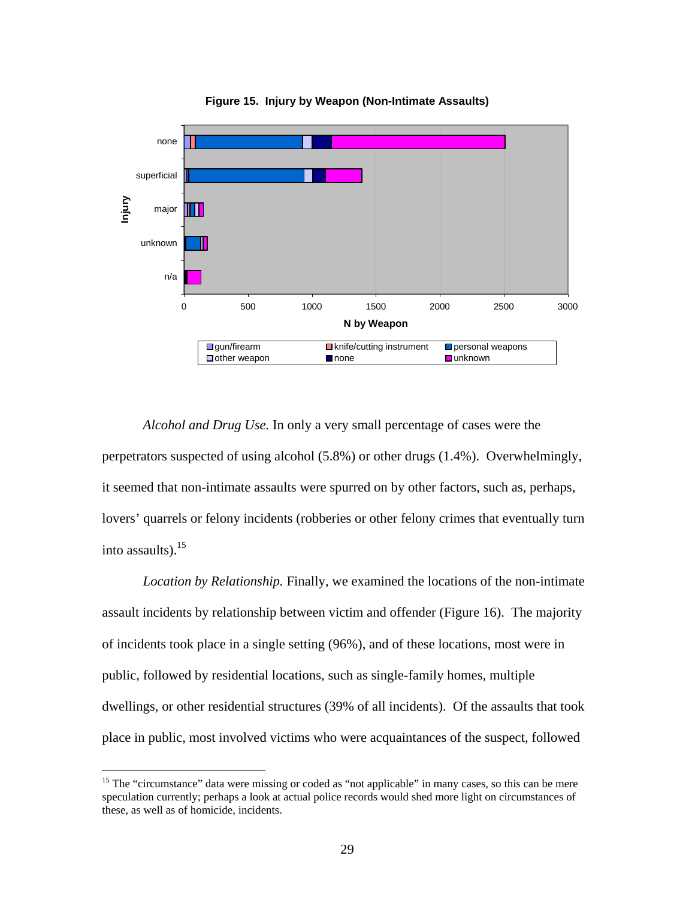**Figure 15. Injury by Weapon (Non-Intimate Assaults)**

*Alcohol and Drug Use.* In only a very small percentage of cases were the perpetrators suspected of using alcohol (5.8%) or other drugs (1.4%). Overwhelmingly, it seemed that non-intimate assaults were spurred on by other factors, such as, perhaps, lovers' quarrels or felony incidents (robberies or other felony crimes that eventually turn into assaults).[15]

*Location by Relationship.* Finally, we examined the locations of the non-intimate assault incidents by relationship between victim and offender (Figure 16). The majority of incidents took place in a single setting (96%), and of these locations, most were in public, followed by residential locations, such as single-family homes, multiple dwellings, or other residential structures (39% of all incidents). Of the assaults that took place in public, most involved victims who were acquaintances of the suspect, followed

---

[15] The "circumstance" data were missing or coded as "not applicable" in many cases, so this can be mere speculation currently; perhaps a look at actual police records would shed more light on circumstances of these, as well as of homicide, incidents.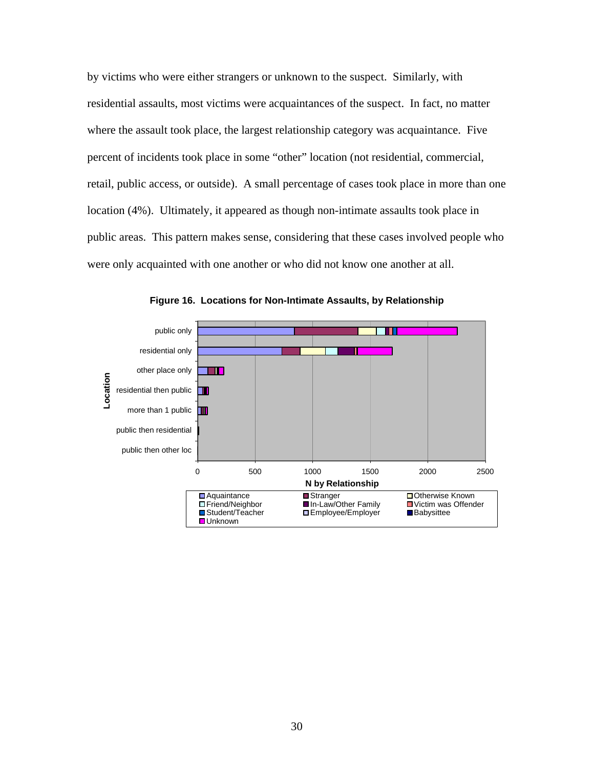by victims who were either strangers or unknown to the suspect. Similarly, with residential assaults, most victims were acquaintances of the suspect. In fact, no matter where the assault took place, the largest relationship category was acquaintance. Five percent of incidents took place in some "other" location (not residential, commercial, retail, public access, or outside). A small percentage of cases took place in more than one location (4%). Ultimately, it appeared as though non-intimate assaults took place in public areas. This pattern makes sense, considering that these cases involved people who were only acquainted with one another or who did not know one another at all.

**Figure 16. Locations for Non-Intimate Assaults, by Relationship**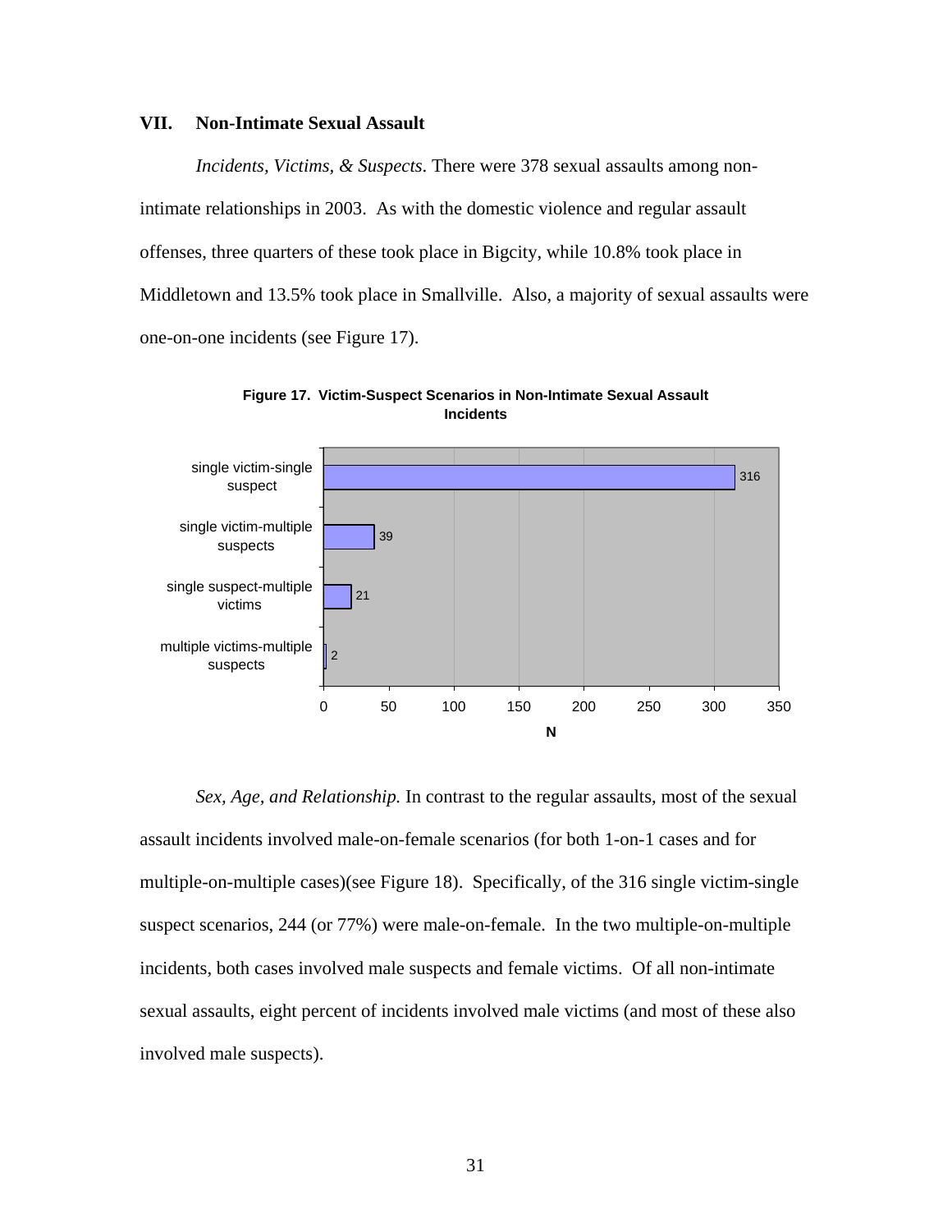## VII. Non-Intimate Sexual Assault

*Incidents, Victims, & Suspects*. There were 378 sexual assaults among non-intimate relationships in 2003. As with the domestic violence and regular assault offenses, three quarters of these took place in Bigcity, while 10.8% took place in Middletown and 13.5% took place in Smallville. Also, a majority of sexual assaults were one-on-one incidents (see Figure 17).

**Figure 17. Victim-Suspect Scenarios in Non-Intimate Sexual Assault Incidents**

| Scenario | N |
|---|---|
| single victim-single suspect | 316 |
| single victim-multiple suspects | 39 |
| single suspect-multiple victims | 21 |
| multiple victims-multiple suspects | 2 |

*Sex, Age, and Relationship.* In contrast to the regular assaults, most of the sexual assault incidents involved male-on-female scenarios (for both 1-on-1 cases and for multiple-on-multiple cases)(see Figure 18). Specifically, of the 316 single victim-single suspect scenarios, 244 (or 77%) were male-on-female. In the two multiple-on-multiple incidents, both cases involved male suspects and female victims. Of all non-intimate sexual assaults, eight percent of incidents involved male victims (and most of these also involved male suspects).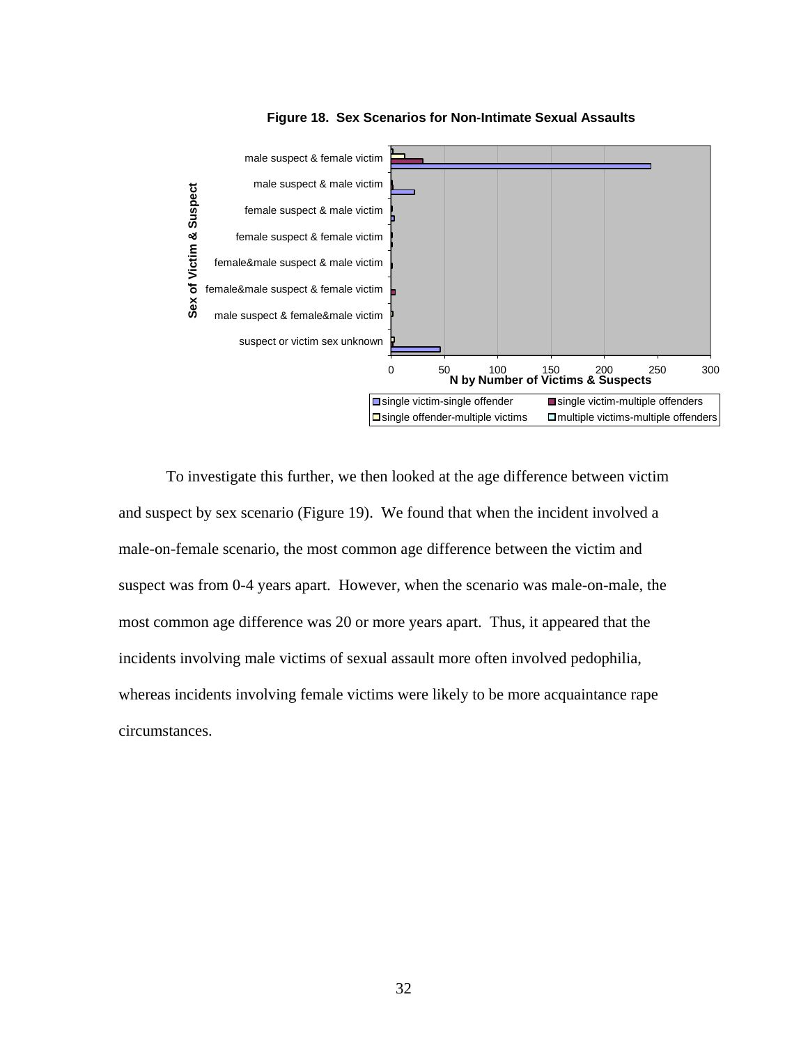**Figure 18. Sex Scenarios for Non-Intimate Sexual Assaults**

To investigate this further, we then looked at the age difference between victim and suspect by sex scenario (Figure 19). We found that when the incident involved a male-on-female scenario, the most common age difference between the victim and suspect was from 0-4 years apart. However, when the scenario was male-on-male, the most common age difference was 20 or more years apart. Thus, it appeared that the incidents involving male victims of sexual assault more often involved pedophilia, whereas incidents involving female victims were likely to be more acquaintance rape circumstances.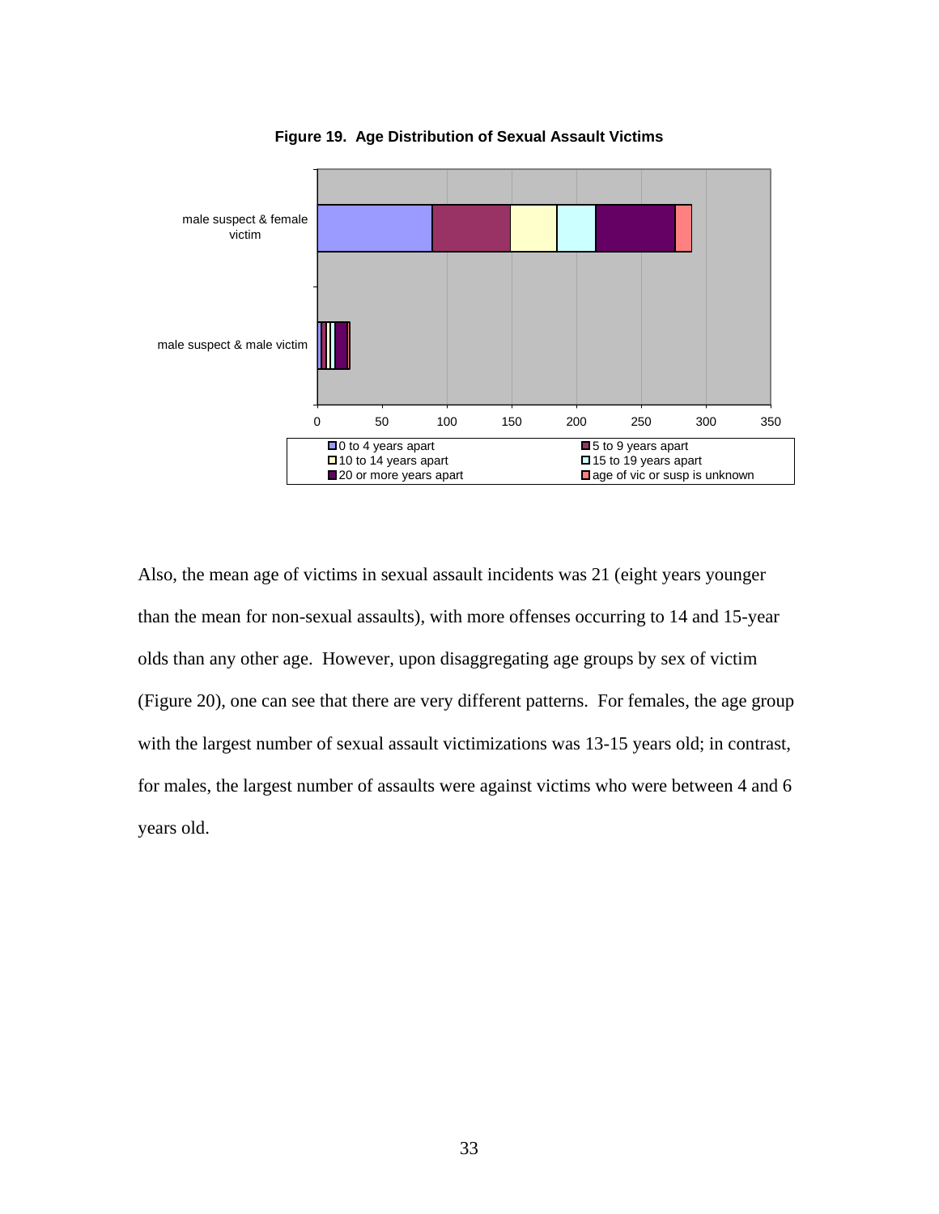**Figure 19. Age Distribution of Sexual Assault Victims**

Also, the mean age of victims in sexual assault incidents was 21 (eight years younger than the mean for non-sexual assaults), with more offenses occurring to 14 and 15-year olds than any other age. However, upon disaggregating age groups by sex of victim (Figure 20), one can see that there are very different patterns. For females, the age group with the largest number of sexual assault victimizations was 13-15 years old; in contrast, for males, the largest number of assaults were against victims who were between 4 and 6 years old.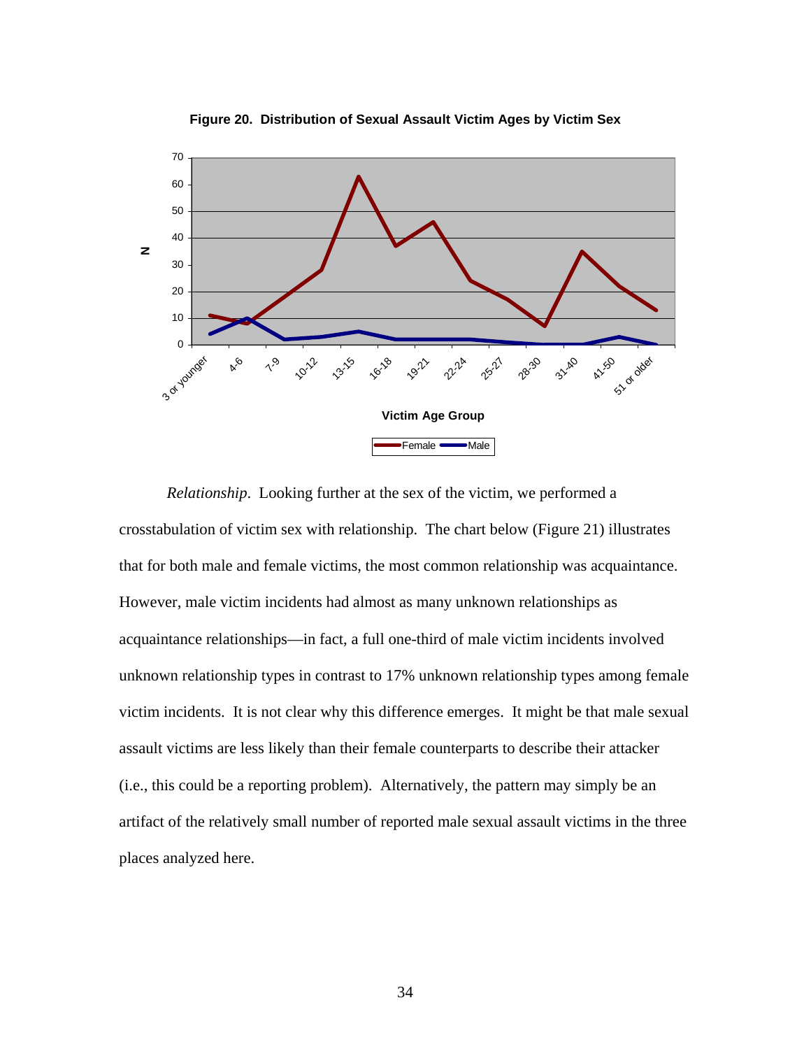**Figure 20. Distribution of Sexual Assault Victim Ages by Victim Sex**

*Relationship.* Looking further at the sex of the victim, we performed a crosstabulation of victim sex with relationship. The chart below (Figure 21) illustrates that for both male and female victims, the most common relationship was acquaintance. However, male victim incidents had almost as many unknown relationships as acquaintance relationships—in fact, a full one-third of male victim incidents involved unknown relationship types in contrast to 17% unknown relationship types among female victim incidents. It is not clear why this difference emerges. It might be that male sexual assault victims are less likely than their female counterparts to describe their attacker (i.e., this could be a reporting problem). Alternatively, the pattern may simply be an artifact of the relatively small number of reported male sexual assault victims in the three places analyzed here.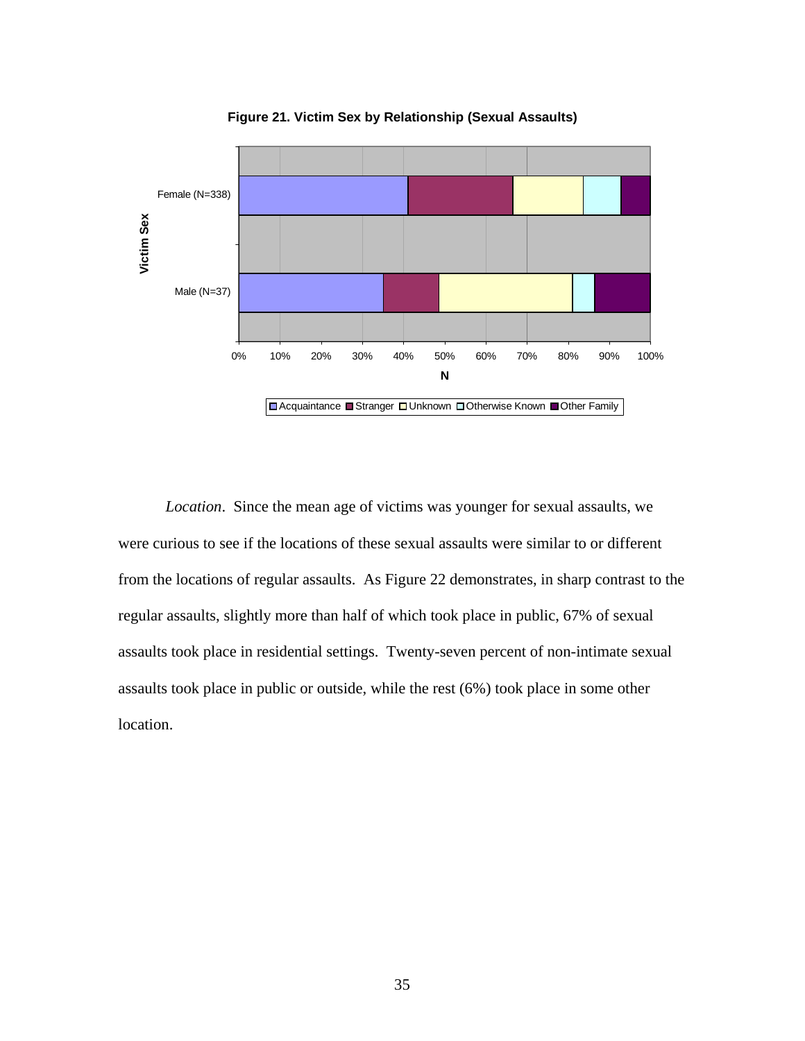**Figure 21. Victim Sex by Relationship (Sexual Assaults)**

*Location*. Since the mean age of victims was younger for sexual assaults, we were curious to see if the locations of these sexual assaults were similar to or different from the locations of regular assaults. As Figure 22 demonstrates, in sharp contrast to the regular assaults, slightly more than half of which took place in public, 67% of sexual assaults took place in residential settings. Twenty-seven percent of non-intimate sexual assaults took place in public or outside, while the rest (6%) took place in some other location.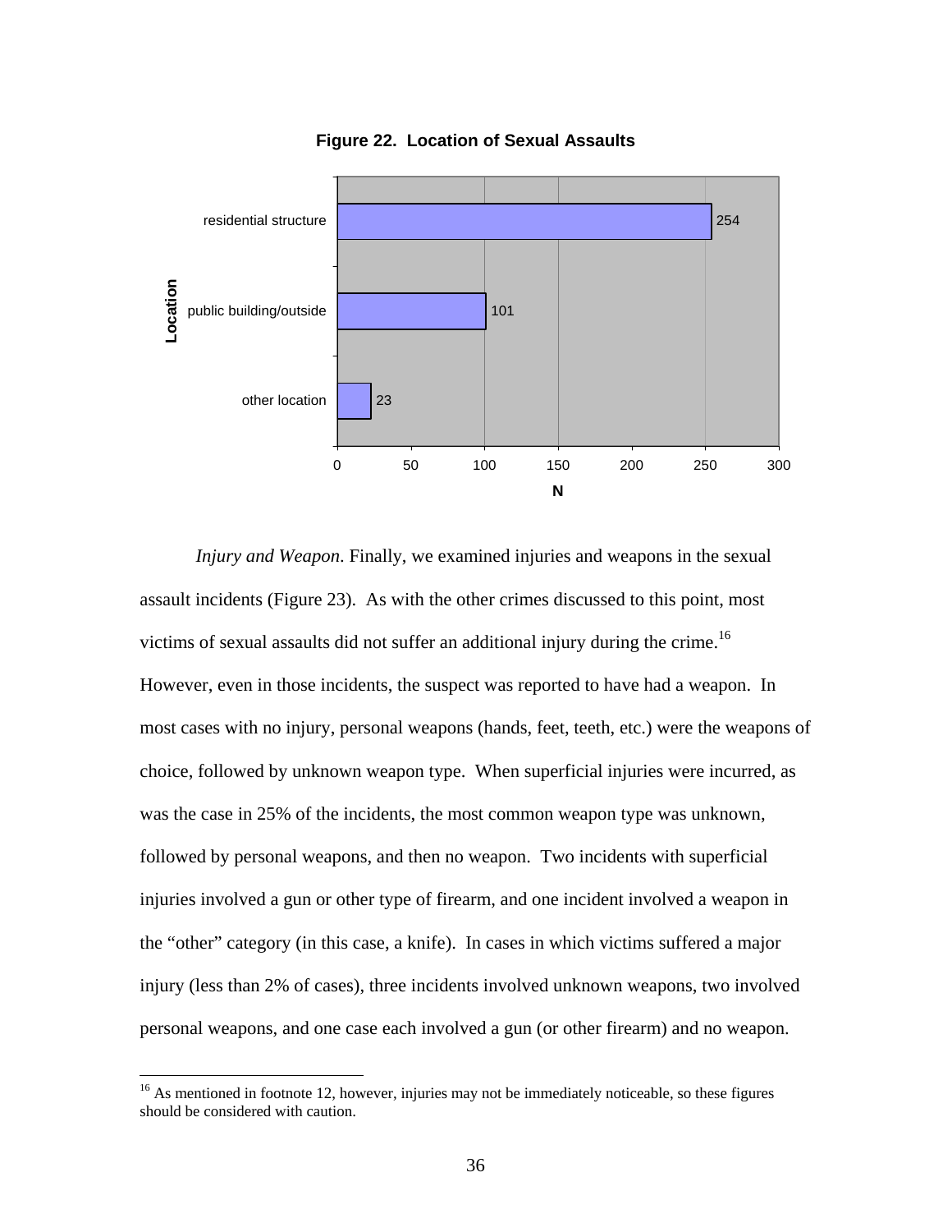**Figure 22. Location of Sexual Assaults**

| Location | N |
|---|---|
| residential structure | 254 |
| public building/outside | 101 |
| other location | 23 |

*Injury and Weapon*. Finally, we examined injuries and weapons in the sexual assault incidents (Figure 23). As with the other crimes discussed to this point, most victims of sexual assaults did not suffer an additional injury during the crime.[16] However, even in those incidents, the suspect was reported to have had a weapon. In most cases with no injury, personal weapons (hands, feet, teeth, etc.) were the weapons of choice, followed by unknown weapon type. When superficial injuries were incurred, as was the case in 25% of the incidents, the most common weapon type was unknown, followed by personal weapons, and then no weapon. Two incidents with superficial injuries involved a gun or other type of firearm, and one incident involved a weapon in the "other" category (in this case, a knife). In cases in which victims suffered a major injury (less than 2% of cases), three incidents involved unknown weapons, two involved personal weapons, and one case each involved a gun (or other firearm) and no weapon.

[16] As mentioned in footnote 12, however, injuries may not be immediately noticeable, so these figures should be considered with caution.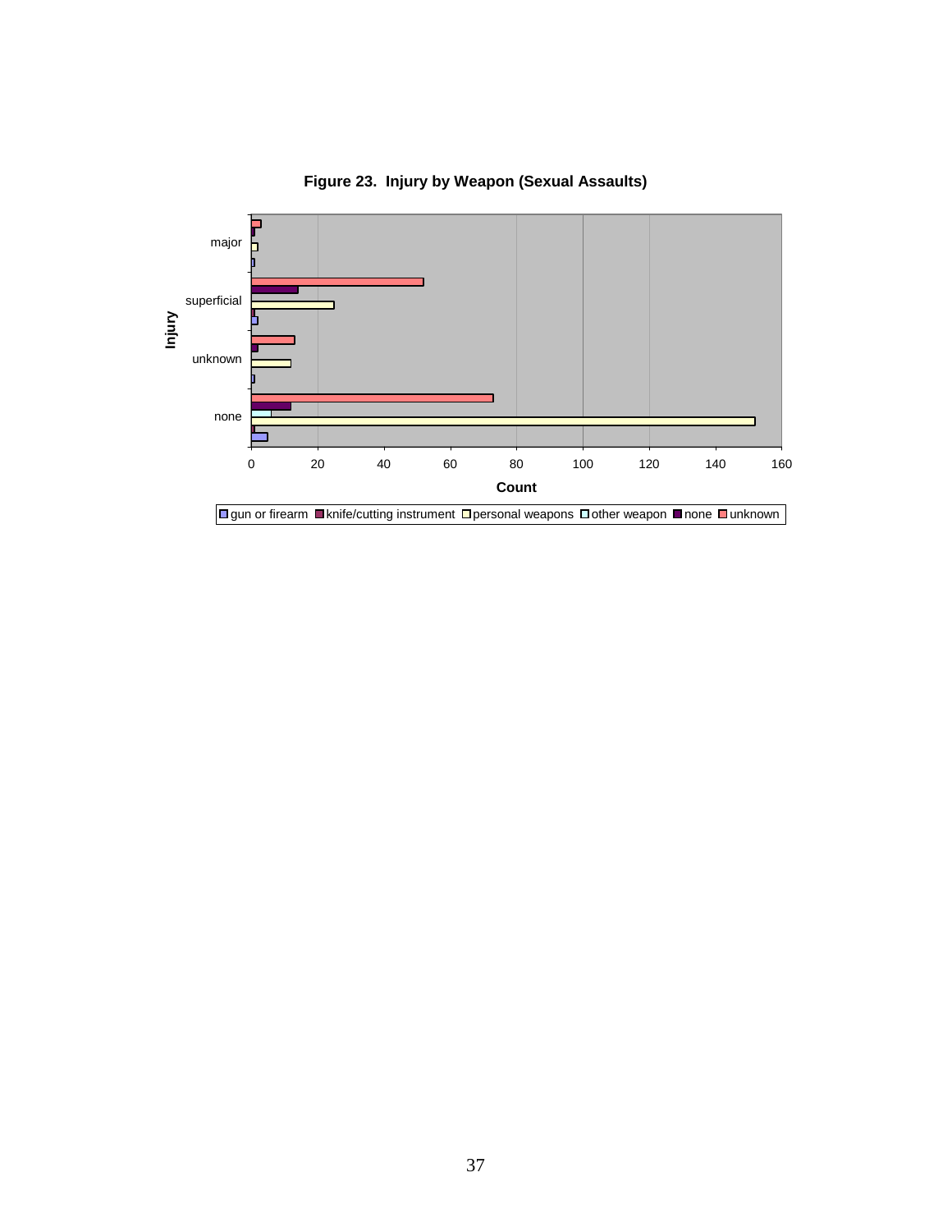**Figure 23. Injury by Weapon (Sexual Assaults)**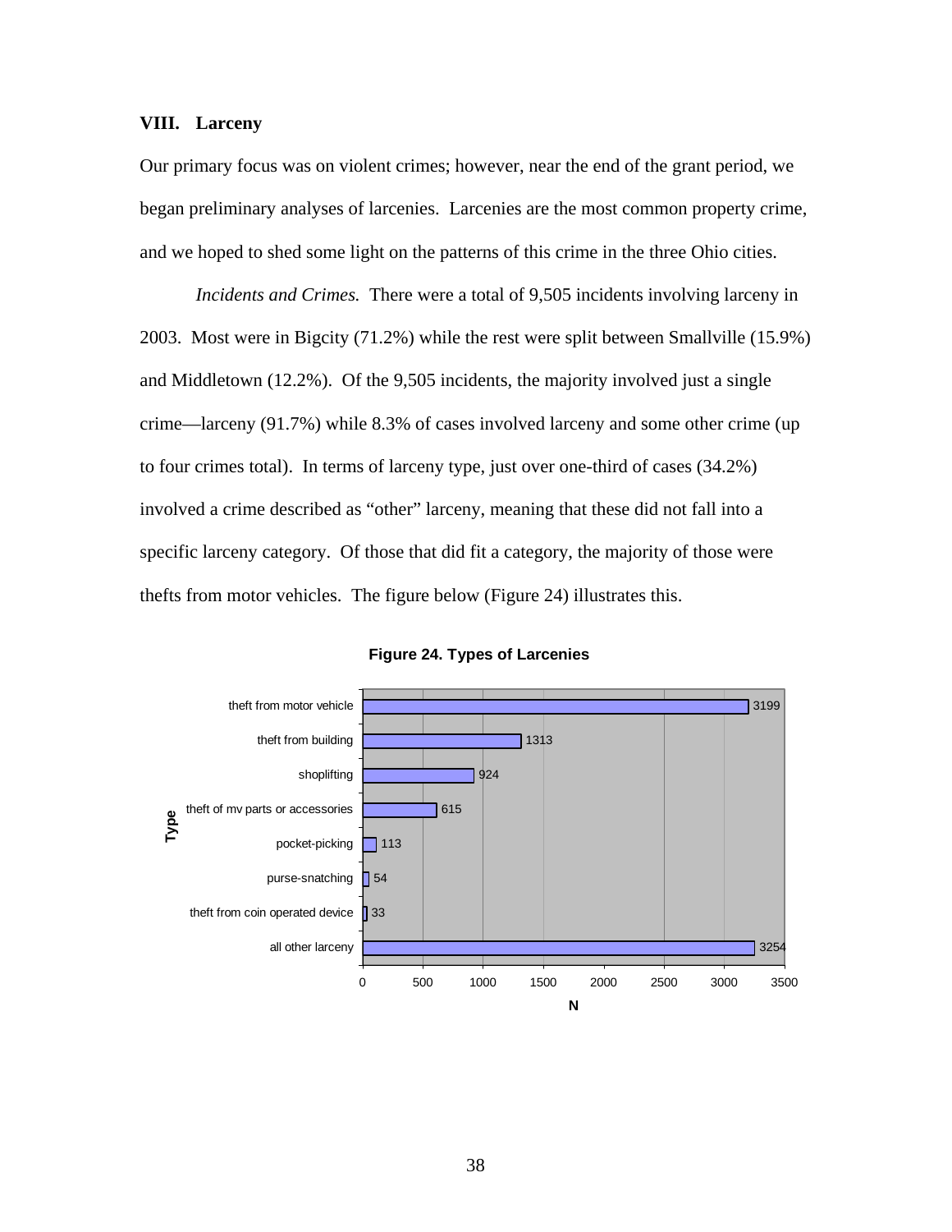## VIII. Larceny

Our primary focus was on violent crimes; however, near the end of the grant period, we began preliminary analyses of larcenies. Larcenies are the most common property crime, and we hoped to shed some light on the patterns of this crime in the three Ohio cities.

*Incidents and Crimes.* There were a total of 9,505 incidents involving larceny in 2003. Most were in Bigcity (71.2%) while the rest were split between Smallville (15.9%) and Middletown (12.2%). Of the 9,505 incidents, the majority involved just a single crime—larceny (91.7%) while 8.3% of cases involved larceny and some other crime (up to four crimes total). In terms of larceny type, just over one-third of cases (34.2%) involved a crime described as "other" larceny, meaning that these did not fall into a specific larceny category. Of those that did fit a category, the majority of those were thefts from motor vehicles. The figure below (Figure 24) illustrates this.

**Figure 24. Types of Larcenies**

| Type | N |
| --- | --- |
| theft from motor vehicle | 3199 |
| theft from building | 1313 |
| shoplifting | 924 |
| theft of mv parts or accessories | 615 |
| pocket-picking | 113 |
| purse-snatching | 54 |
| theft from coin operated device | 33 |
| all other larceny | 3254 |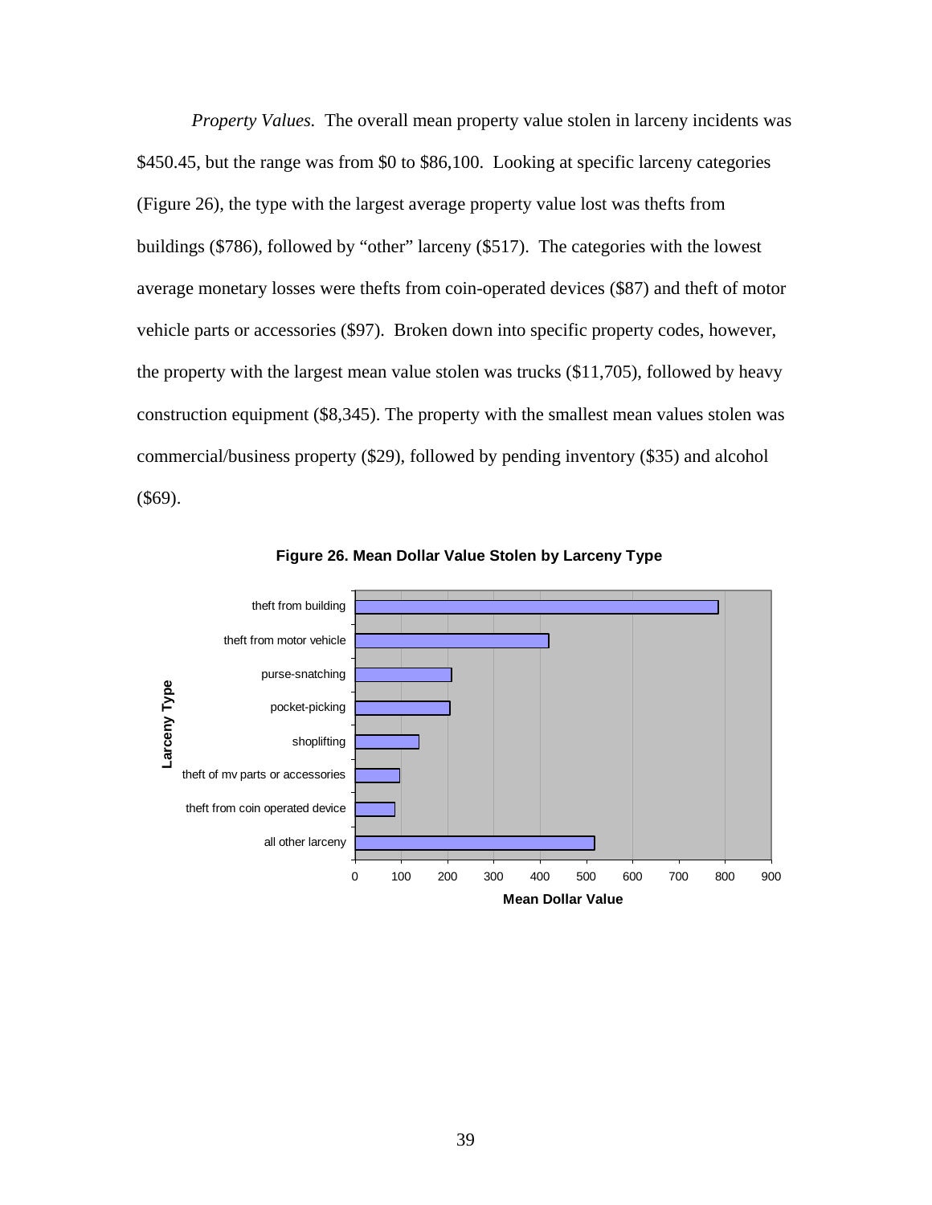*Property Values.* The overall mean property value stolen in larceny incidents was $450.45, but the range was from $0 to $86,100. Looking at specific larceny categories (Figure 26), the type with the largest average property value lost was thefts from buildings ($786), followed by "other" larceny ($517). The categories with the lowest average monetary losses were thefts from coin-operated devices ($87) and theft of motor vehicle parts or accessories ($97). Broken down into specific property codes, however, the property with the largest mean value stolen was trucks ($11,705), followed by heavy construction equipment ($8,345). The property with the smallest mean values stolen was commercial/business property ($29), followed by pending inventory ($35) and alcohol ($69).

**Figure 26. Mean Dollar Value Stolen by Larceny Type**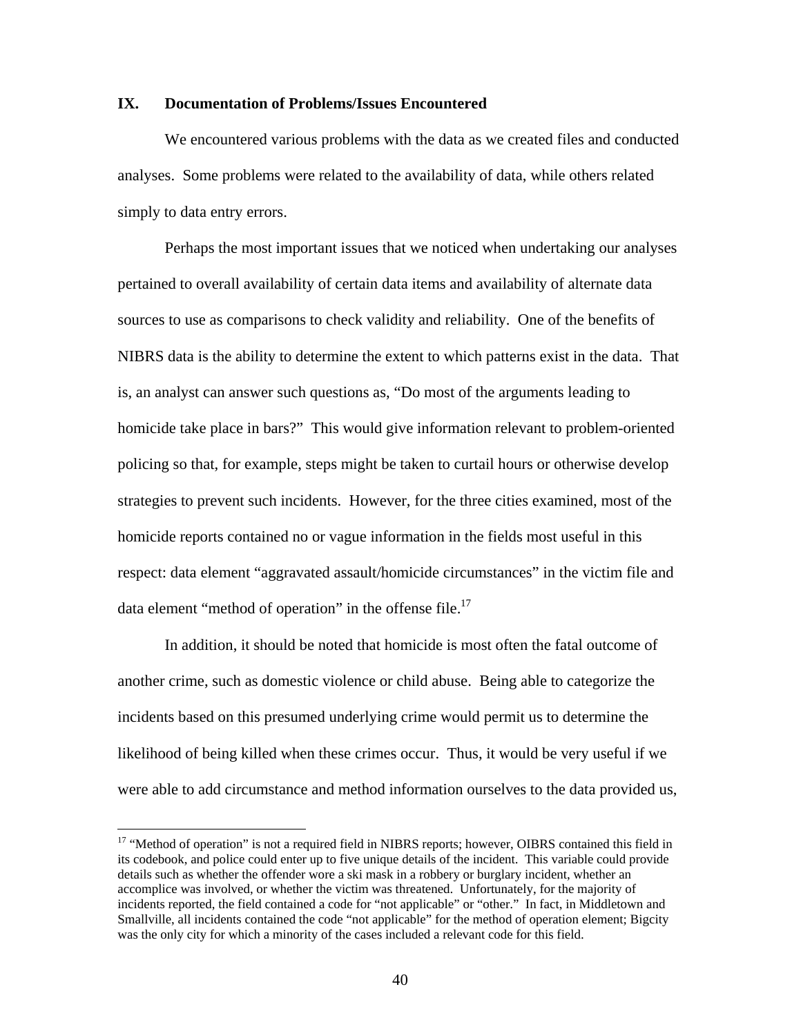## IX. Documentation of Problems/Issues Encountered

We encountered various problems with the data as we created files and conducted analyses. Some problems were related to the availability of data, while others related simply to data entry errors.

Perhaps the most important issues that we noticed when undertaking our analyses pertained to overall availability of certain data items and availability of alternate data sources to use as comparisons to check validity and reliability. One of the benefits of NIBRS data is the ability to determine the extent to which patterns exist in the data. That is, an analyst can answer such questions as, "Do most of the arguments leading to homicide take place in bars?" This would give information relevant to problem-oriented policing so that, for example, steps might be taken to curtail hours or otherwise develop strategies to prevent such incidents. However, for the three cities examined, most of the homicide reports contained no or vague information in the fields most useful in this respect: data element "aggravated assault/homicide circumstances" in the victim file and data element "method of operation" in the offense file.[17]

In addition, it should be noted that homicide is most often the fatal outcome of another crime, such as domestic violence or child abuse. Being able to categorize the incidents based on this presumed underlying crime would permit us to determine the likelihood of being killed when these crimes occur. Thus, it would be very useful if we were able to add circumstance and method information ourselves to the data provided us,

---

[17] "Method of operation" is not a required field in NIBRS reports; however, OIBRS contained this field in its codebook, and police could enter up to five unique details of the incident. This variable could provide details such as whether the offender wore a ski mask in a robbery or burglary incident, whether an accomplice was involved, or whether the victim was threatened. Unfortunately, for the majority of incidents reported, the field contained a code for "not applicable" or "other." In fact, in Middletown and Smallville, all incidents contained the code "not applicable" for the method of operation element; Bigcity was the only city for which a minority of the cases included a relevant code for this field.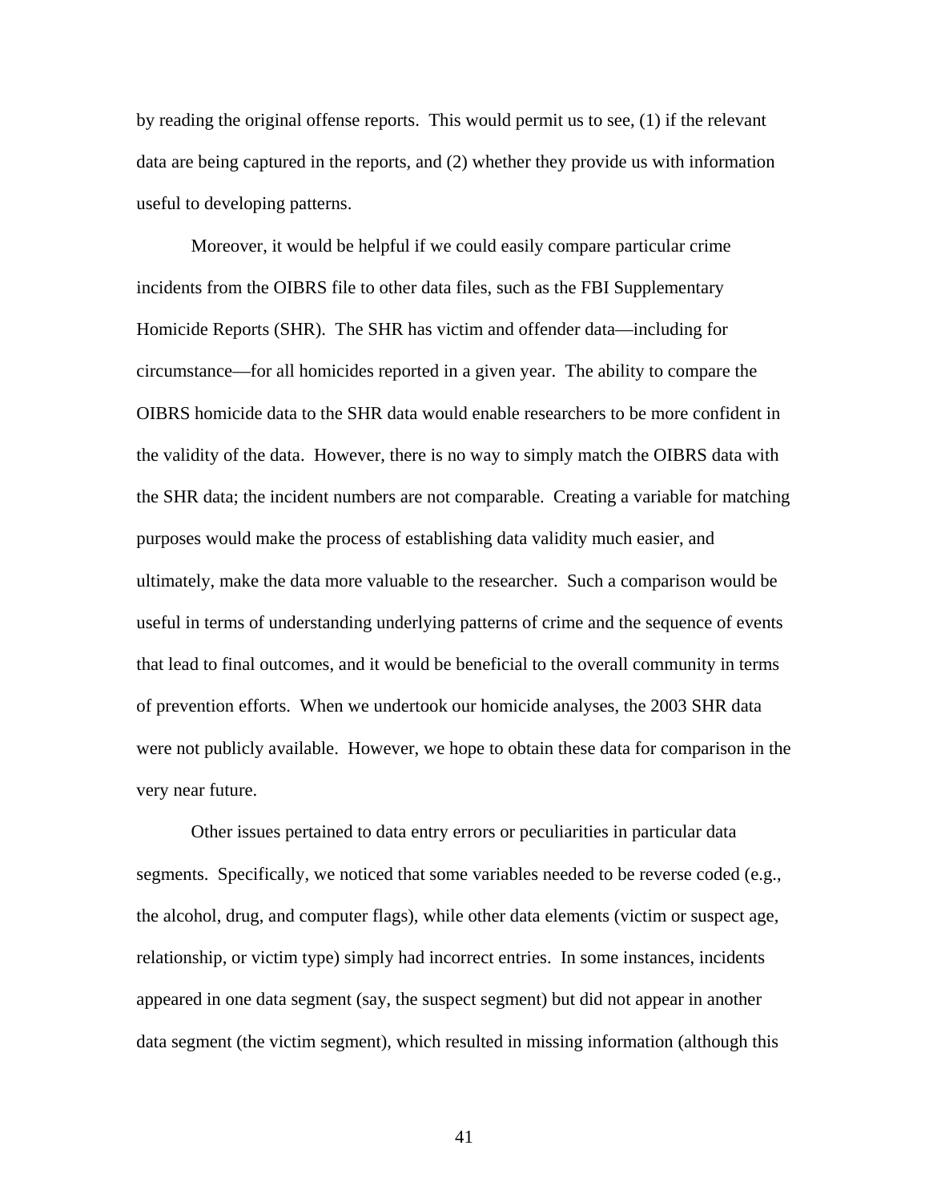by reading the original offense reports. This would permit us to see, (1) if the relevant data are being captured in the reports, and (2) whether they provide us with information useful to developing patterns.

Moreover, it would be helpful if we could easily compare particular crime incidents from the OIBRS file to other data files, such as the FBI Supplementary Homicide Reports (SHR). The SHR has victim and offender data—including for circumstance—for all homicides reported in a given year. The ability to compare the OIBRS homicide data to the SHR data would enable researchers to be more confident in the validity of the data. However, there is no way to simply match the OIBRS data with the SHR data; the incident numbers are not comparable. Creating a variable for matching purposes would make the process of establishing data validity much easier, and ultimately, make the data more valuable to the researcher. Such a comparison would be useful in terms of understanding underlying patterns of crime and the sequence of events that lead to final outcomes, and it would be beneficial to the overall community in terms of prevention efforts. When we undertook our homicide analyses, the 2003 SHR data were not publicly available. However, we hope to obtain these data for comparison in the very near future.

Other issues pertained to data entry errors or peculiarities in particular data segments. Specifically, we noticed that some variables needed to be reverse coded (e.g., the alcohol, drug, and computer flags), while other data elements (victim or suspect age, relationship, or victim type) simply had incorrect entries. In some instances, incidents appeared in one data segment (say, the suspect segment) but did not appear in another data segment (the victim segment), which resulted in missing information (although this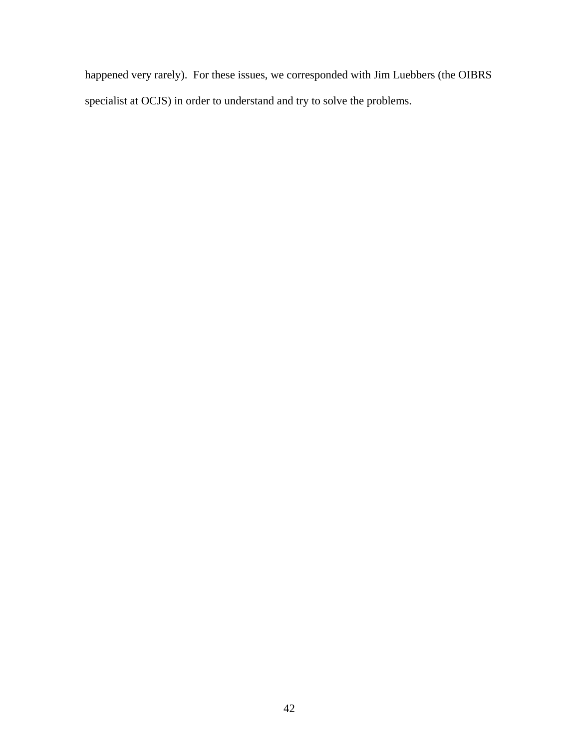happened very rarely). For these issues, we corresponded with Jim Luebbers (the OIBRS specialist at OCJS) in order to understand and try to solve the problems.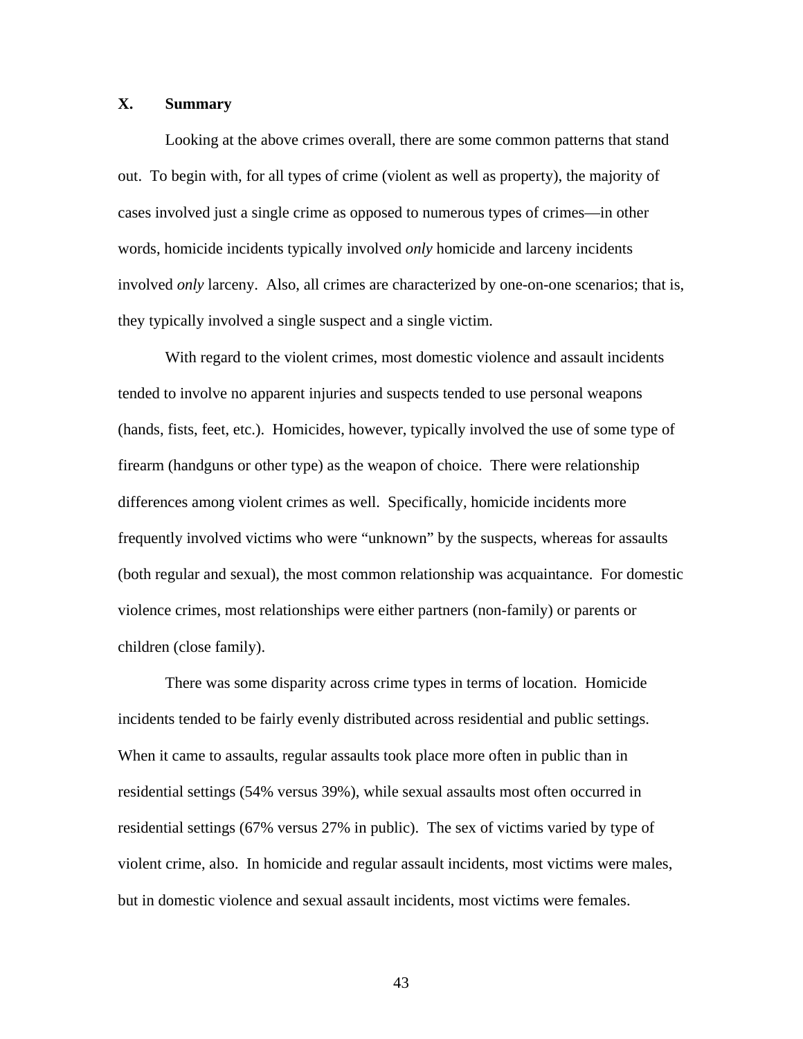## X. Summary

Looking at the above crimes overall, there are some common patterns that stand out. To begin with, for all types of crime (violent as well as property), the majority of cases involved just a single crime as opposed to numerous types of crimes—in other words, homicide incidents typically involved *only* homicide and larceny incidents involved *only* larceny. Also, all crimes are characterized by one-on-one scenarios; that is, they typically involved a single suspect and a single victim.

With regard to the violent crimes, most domestic violence and assault incidents tended to involve no apparent injuries and suspects tended to use personal weapons (hands, fists, feet, etc.). Homicides, however, typically involved the use of some type of firearm (handguns or other type) as the weapon of choice. There were relationship differences among violent crimes as well. Specifically, homicide incidents more frequently involved victims who were "unknown" by the suspects, whereas for assaults (both regular and sexual), the most common relationship was acquaintance. For domestic violence crimes, most relationships were either partners (non-family) or parents or children (close family).

There was some disparity across crime types in terms of location. Homicide incidents tended to be fairly evenly distributed across residential and public settings. When it came to assaults, regular assaults took place more often in public than in residential settings (54% versus 39%), while sexual assaults most often occurred in residential settings (67% versus 27% in public). The sex of victims varied by type of violent crime, also. In homicide and regular assault incidents, most victims were males, but in domestic violence and sexual assault incidents, most victims were females.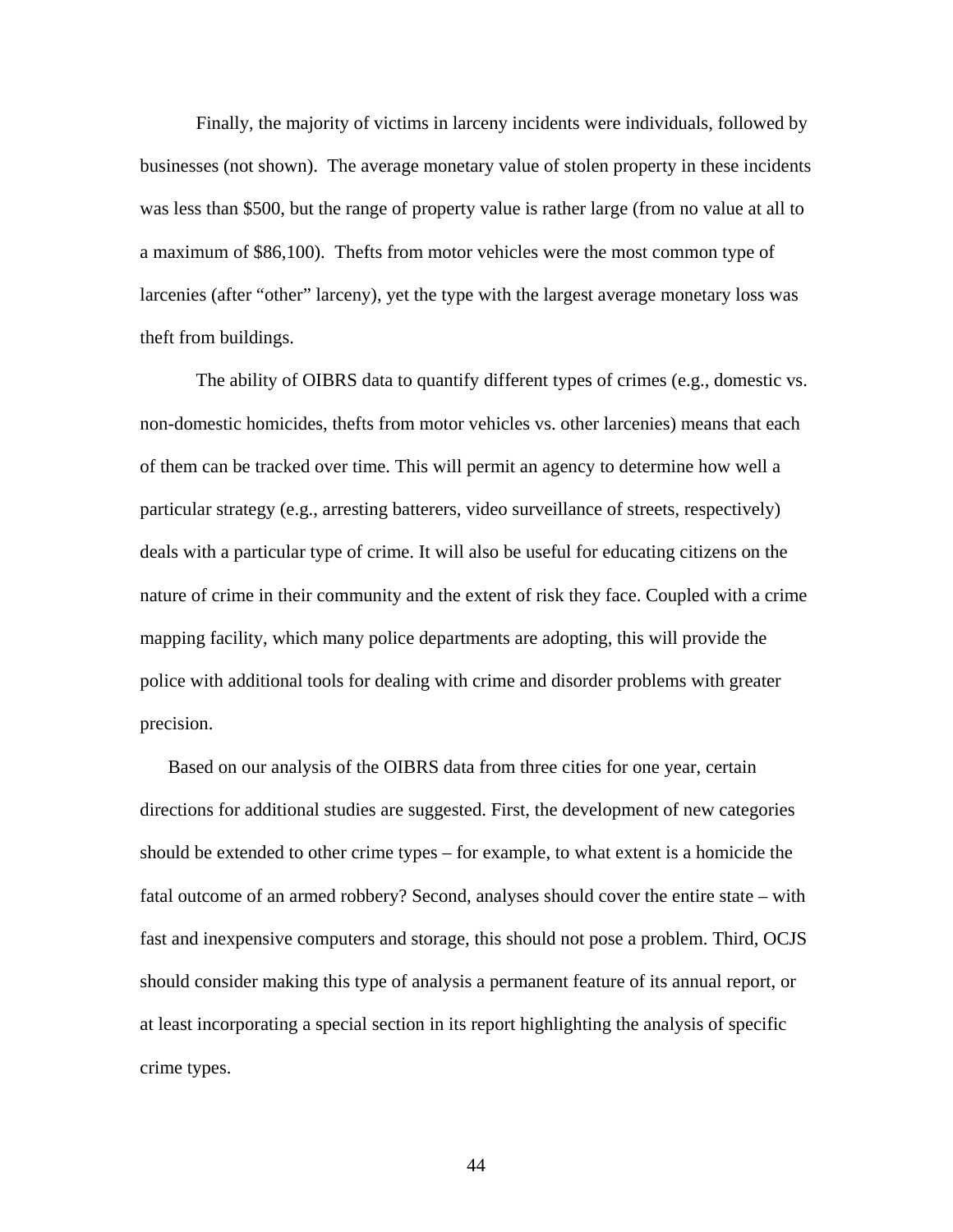Finally, the majority of victims in larceny incidents were individuals, followed by businesses (not shown). The average monetary value of stolen property in these incidents was less than $500, but the range of property value is rather large (from no value at all to a maximum of $86,100). Thefts from motor vehicles were the most common type of larcenies (after “other” larceny), yet the type with the largest average monetary loss was theft from buildings.

The ability of OIBRS data to quantify different types of crimes (e.g., domestic vs. non-domestic homicides, thefts from motor vehicles vs. other larcenies) means that each of them can be tracked over time. This will permit an agency to determine how well a particular strategy (e.g., arresting batterers, video surveillance of streets, respectively) deals with a particular type of crime. It will also be useful for educating citizens on the nature of crime in their community and the extent of risk they face. Coupled with a crime mapping facility, which many police departments are adopting, this will provide the police with additional tools for dealing with crime and disorder problems with greater precision.

Based on our analysis of the OIBRS data from three cities for one year, certain directions for additional studies are suggested. First, the development of new categories should be extended to other crime types – for example, to what extent is a homicide the fatal outcome of an armed robbery? Second, analyses should cover the entire state – with fast and inexpensive computers and storage, this should not pose a problem. Third, OCJS should consider making this type of analysis a permanent feature of its annual report, or at least incorporating a special section in its report highlighting the analysis of specific crime types.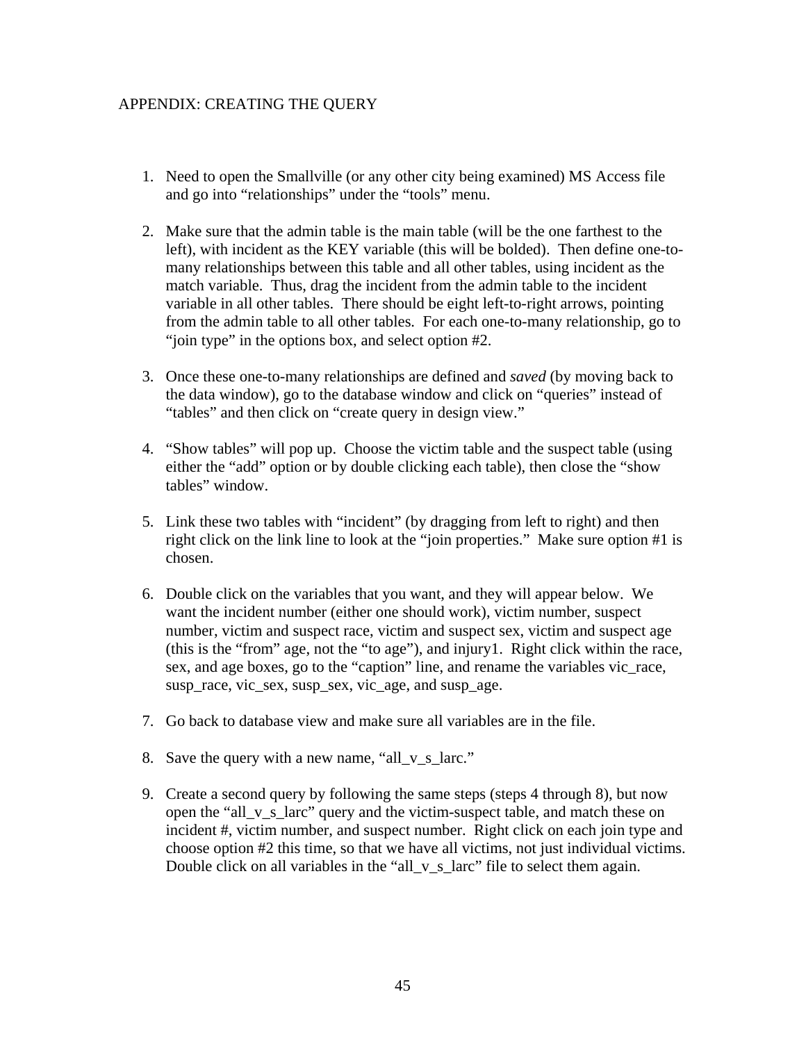## APPENDIX: CREATING THE QUERY

1. Need to open the Smallville (or any other city being examined) MS Access file and go into "relationships" under the "tools" menu.

2. Make sure that the admin table is the main table (will be the one farthest to the left), with incident as the KEY variable (this will be bolded). Then define one-to-many relationships between this table and all other tables, using incident as the match variable. Thus, drag the incident from the admin table to the incident variable in all other tables. There should be eight left-to-right arrows, pointing from the admin table to all other tables. For each one-to-many relationship, go to "join type" in the options box, and select option #2.

3. Once these one-to-many relationships are defined and *saved* (by moving back to the data window), go to the database window and click on "queries" instead of "tables" and then click on "create query in design view."

4. "Show tables" will pop up. Choose the victim table and the suspect table (using either the "add" option or by double clicking each table), then close the "show tables" window.

5. Link these two tables with "incident" (by dragging from left to right) and then right click on the link line to look at the "join properties." Make sure option #1 is chosen.

6. Double click on the variables that you want, and they will appear below. We want the incident number (either one should work), victim number, suspect number, victim and suspect race, victim and suspect sex, victim and suspect age (this is the "from" age, not the "to age"), and injury1. Right click within the race, sex, and age boxes, go to the "caption" line, and rename the variables vic_race, susp_race, vic_sex, susp_sex, vic_age, and susp_age.

7. Go back to database view and make sure all variables are in the file.

8. Save the query with a new name, "all_v_s_larc."

9. Create a second query by following the same steps (steps 4 through 8), but now open the "all_v_s_larc" query and the victim-suspect table, and match these on incident #, victim number, and suspect number. Right click on each join type and choose option #2 this time, so that we have all victims, not just individual victims. Double click on all variables in the "all_v_s_larc" file to select them again.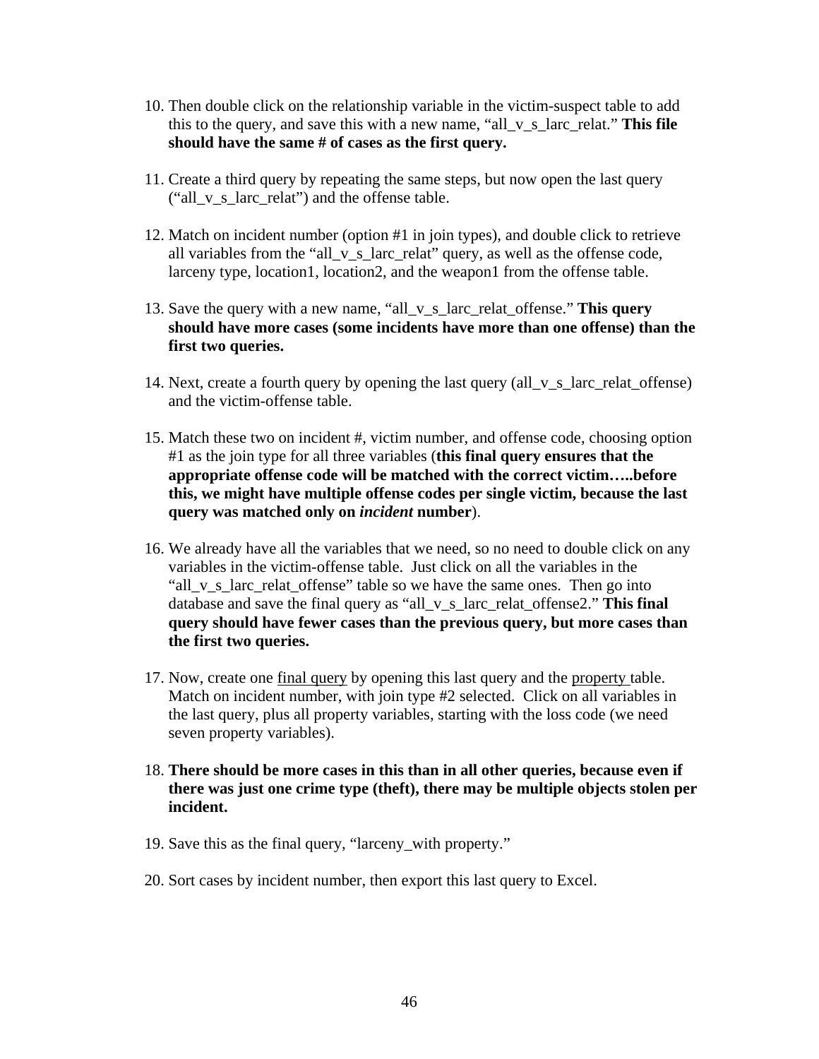10. Then double click on the relationship variable in the victim-suspect table to add this to the query, and save this with a new name, "all_v_s_larc_relat." **This file should have the same # of cases as the first query.**

11. Create a third query by repeating the same steps, but now open the last query ("all_v_s_larc_relat") and the offense table.

12. Match on incident number (option #1 in join types), and double click to retrieve all variables from the "all_v_s_larc_relat" query, as well as the offense code, larceny type, location1, location2, and the weapon1 from the offense table.

13. Save the query with a new name, "all_v_s_larc_relat_offense." **This query should have more cases (some incidents have more than one offense) than the first two queries.**

14. Next, create a fourth query by opening the last query (all_v_s_larc_relat_offense) and the victim-offense table.

15. Match these two on incident #, victim number, and offense code, choosing option #1 as the join type for all three variables (**this final query ensures that the appropriate offense code will be matched with the correct victim…..before this, we might have multiple offense codes per single victim, because the last query was matched only on *incident* number**).

16. We already have all the variables that we need, so no need to double click on any variables in the victim-offense table. Just click on all the variables in the "all_v_s_larc_relat_offense" table so we have the same ones. Then go into database and save the final query as "all_v_s_larc_relat_offense2." **This final query should have fewer cases than the previous query, but more cases than the first two queries.**

17. Now, create one <u>final query</u> by opening this last query and the <u>property</u> table. Match on incident number, with join type #2 selected. Click on all variables in the last query, plus all property variables, starting with the loss code (we need seven property variables).

18. **There should be more cases in this than in all other queries, because even if there was just one crime type (theft), there may be multiple objects stolen per incident.**

19. Save this as the final query, "larceny_with property."

20. Sort cases by incident number, then export this last query to Excel.